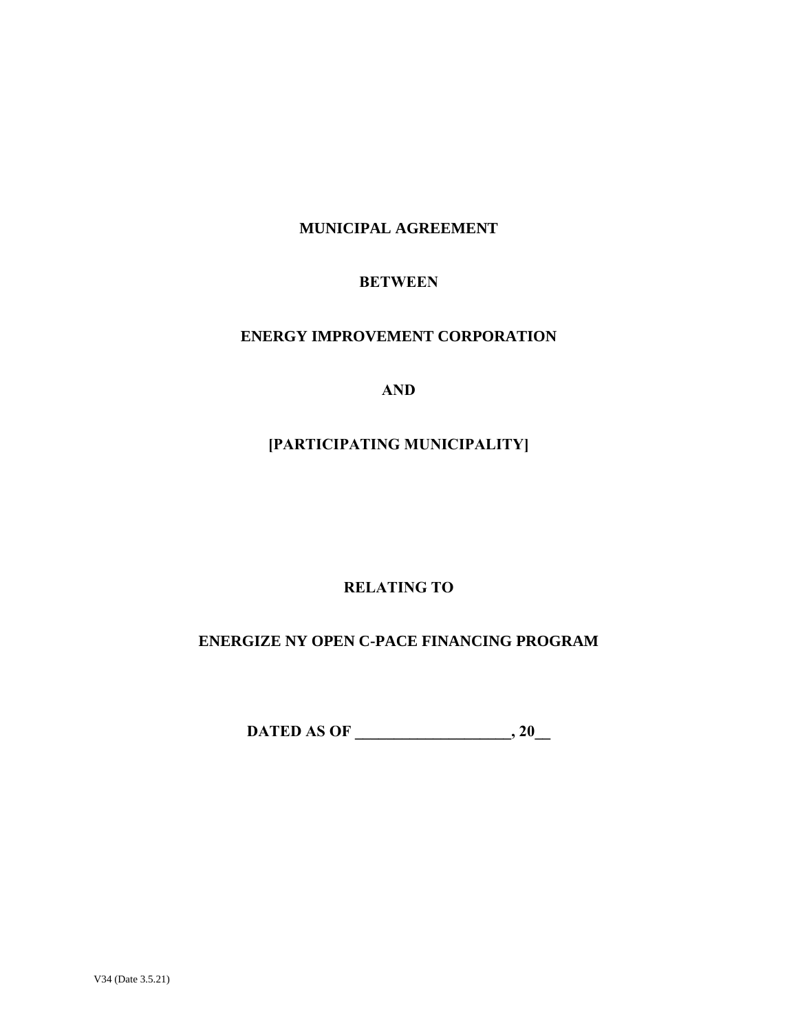**MUNICIPAL AGREEMENT**

**BETWEEN**

**ENERGY IMPROVEMENT CORPORATION**

**AND**

**[PARTICIPATING MUNICIPALITY]**

**RELATING TO**

**ENERGIZE NY OPEN C-PACE FINANCING PROGRAM**

**DATED AS OF ____________________, 20__**

V34 (Date 3.5.21)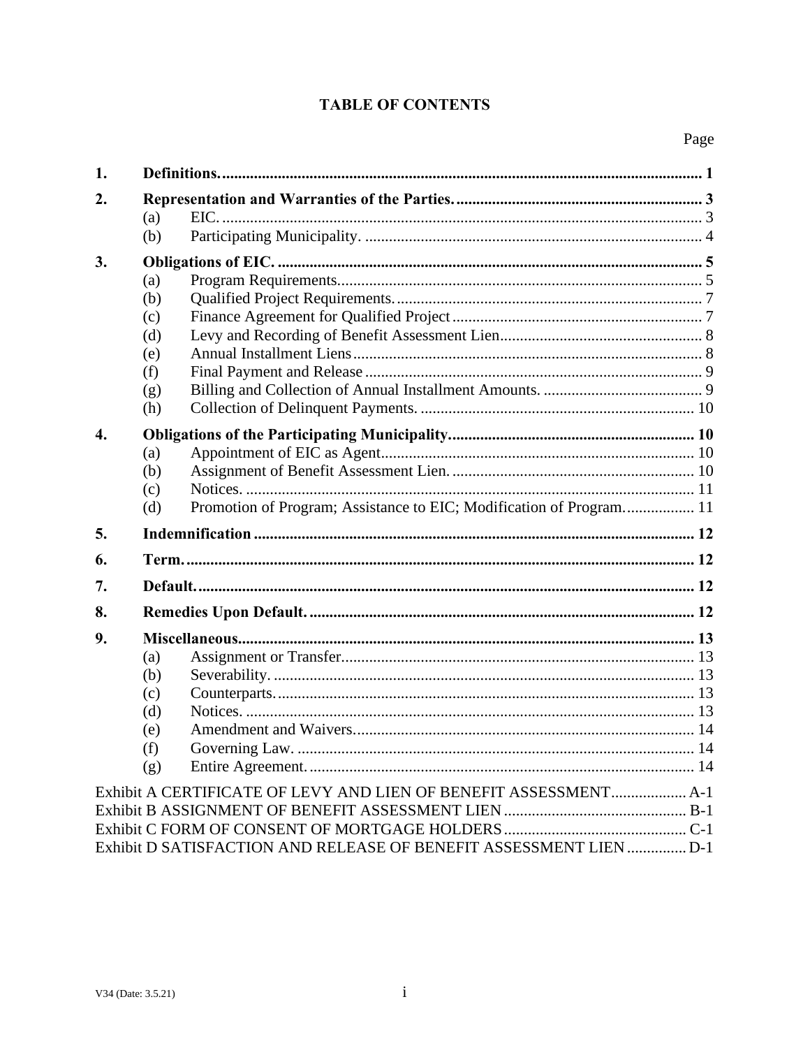# TABLE OF CONTENTS

| | | | Page |
|---|---|---|---|
| **1.** | **Definitions.** | | **1** |
| **2.** | **Representation and Warranties of the Parties.** | | **3** |
| | (a) | EIC. | 3 |
| | (b) | Participating Municipality. | 4 |
| **3.** | **Obligations of EIC.** | | **5** |
| | (a) | Program Requirements. | 5 |
| | (b) | Qualified Project Requirements. | 7 |
| | (c) | Finance Agreement for Qualified Project | 7 |
| | (d) | Levy and Recording of Benefit Assessment Lien | 8 |
| | (e) | Annual Installment Liens | 8 |
| | (f) | Final Payment and Release | 9 |
| | (g) | Billing and Collection of Annual Installment Amounts. | 9 |
| | (h) | Collection of Delinquent Payments. | 10 |
| **4.** | **Obligations of the Participating Municipality** | | **10** |
| | (a) | Appointment of EIC as Agent | 10 |
| | (b) | Assignment of Benefit Assessment Lien. | 10 |
| | (c) | Notices. | 11 |
| | (d) | Promotion of Program; Assistance to EIC; Modification of Program. | 11 |
| **5.** | **Indemnification** | | **12** |
| **6.** | **Term.** | | **12** |
| **7.** | **Default.** | | **12** |
| **8.** | **Remedies Upon Default.** | | **12** |
| **9.** | **Miscellaneous.** | | **13** |
| | (a) | Assignment or Transfer | 13 |
| | (b) | Severability. | 13 |
| | (c) | Counterparts. | 13 |
| | (d) | Notices. | 13 |
| | (e) | Amendment and Waivers. | 14 |
| | (f) | Governing Law. | 14 |
| | (g) | Entire Agreement. | 14 |

Exhibit A CERTIFICATE OF LEVY AND LIEN OF BENEFIT ASSESSMENT ........ A-1
Exhibit B ASSIGNMENT OF BENEFIT ASSESSMENT LIEN ........ B-1
Exhibit C FORM OF CONSENT OF MORTGAGE HOLDERS ........ C-1
Exhibit D SATISFACTION AND RELEASE OF BENEFIT ASSESSMENT LIEN ........ D-1

V34 (Date: 3.5.21)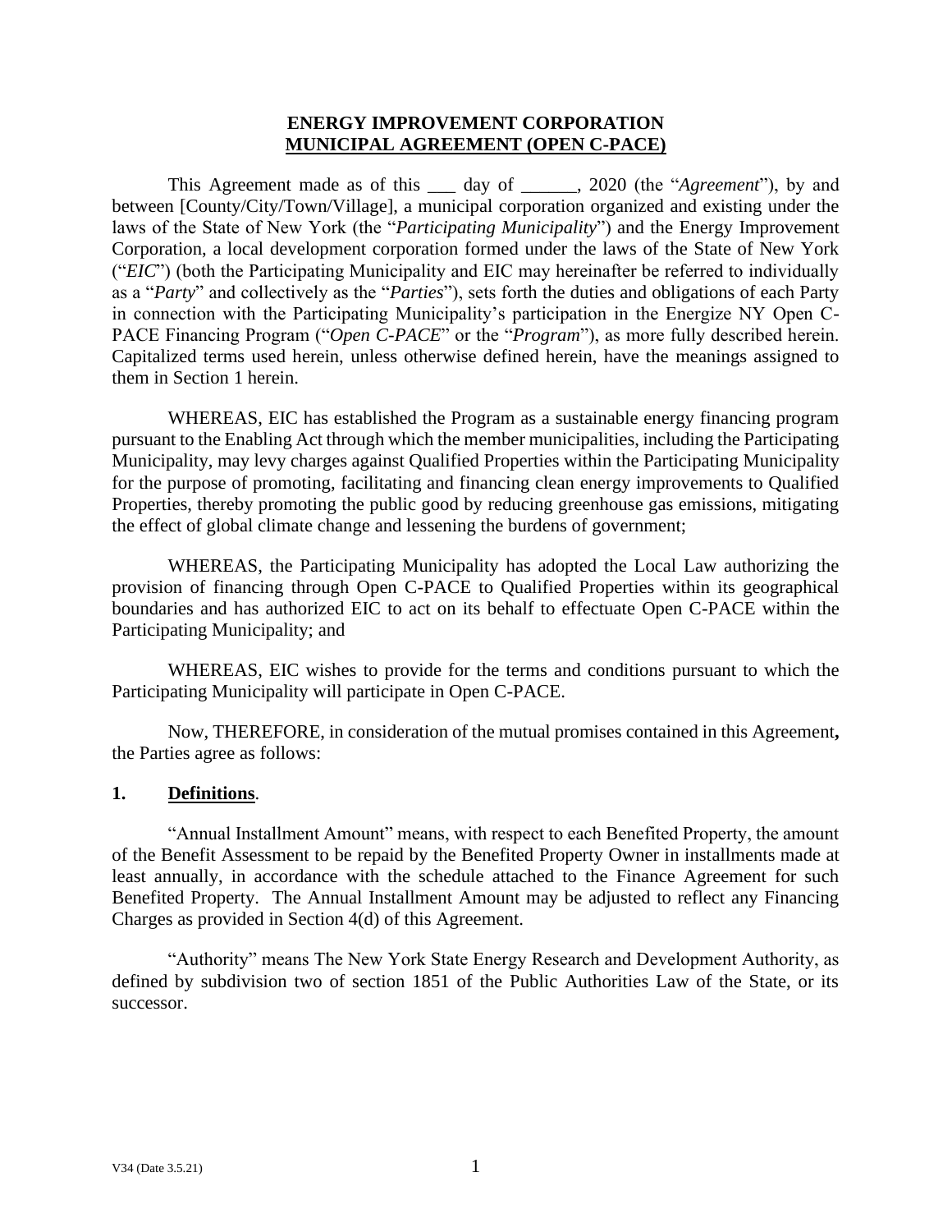**ENERGY IMPROVEMENT CORPORATION**
**MUNICIPAL AGREEMENT (OPEN C-PACE)**

This Agreement made as of this ___ day of ______, 2020 (the "*Agreement*"), by and between [County/City/Town/Village], a municipal corporation organized and existing under the laws of the State of New York (the "*Participating Municipality*") and the Energy Improvement Corporation, a local development corporation formed under the laws of the State of New York ("*EIC*") (both the Participating Municipality and EIC may hereinafter be referred to individually as a "*Party*" and collectively as the "*Parties*"), sets forth the duties and obligations of each Party in connection with the Participating Municipality's participation in the Energize NY Open C-PACE Financing Program ("*Open C-PACE*" or the "*Program*"), as more fully described herein. Capitalized terms used herein, unless otherwise defined herein, have the meanings assigned to them in Section 1 herein.

WHEREAS, EIC has established the Program as a sustainable energy financing program pursuant to the Enabling Act through which the member municipalities, including the Participating Municipality, may levy charges against Qualified Properties within the Participating Municipality for the purpose of promoting, facilitating and financing clean energy improvements to Qualified Properties, thereby promoting the public good by reducing greenhouse gas emissions, mitigating the effect of global climate change and lessening the burdens of government;

WHEREAS, the Participating Municipality has adopted the Local Law authorizing the provision of financing through Open C-PACE to Qualified Properties within its geographical boundaries and has authorized EIC to act on its behalf to effectuate Open C-PACE within the Participating Municipality; and

WHEREAS, EIC wishes to provide for the terms and conditions pursuant to which the Participating Municipality will participate in Open C-PACE.

Now, THEREFORE, in consideration of the mutual promises contained in this Agreement**,** the Parties agree as follows:

## 1. Definitions.

"Annual Installment Amount" means, with respect to each Benefited Property, the amount of the Benefit Assessment to be repaid by the Benefited Property Owner in installments made at least annually, in accordance with the schedule attached to the Finance Agreement for such Benefited Property. The Annual Installment Amount may be adjusted to reflect any Financing Charges as provided in Section 4(d) of this Agreement.

"Authority" means The New York State Energy Research and Development Authority, as defined by subdivision two of section 1851 of the Public Authorities Law of the State, or its successor.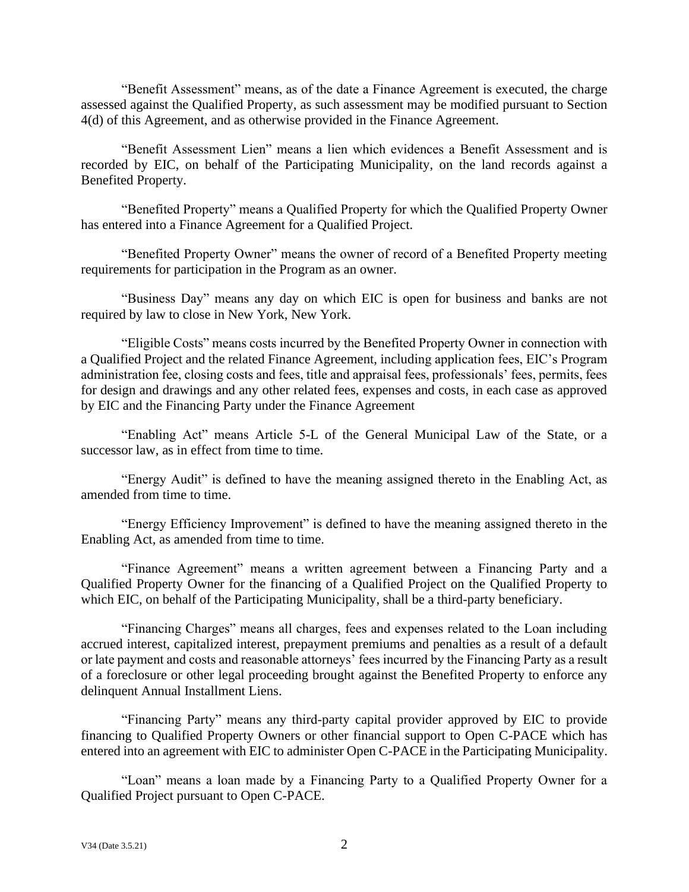"Benefit Assessment" means, as of the date a Finance Agreement is executed, the charge assessed against the Qualified Property, as such assessment may be modified pursuant to Section 4(d) of this Agreement, and as otherwise provided in the Finance Agreement.

"Benefit Assessment Lien" means a lien which evidences a Benefit Assessment and is recorded by EIC, on behalf of the Participating Municipality, on the land records against a Benefited Property.

"Benefited Property" means a Qualified Property for which the Qualified Property Owner has entered into a Finance Agreement for a Qualified Project.

"Benefited Property Owner" means the owner of record of a Benefited Property meeting requirements for participation in the Program as an owner.

"Business Day" means any day on which EIC is open for business and banks are not required by law to close in New York, New York.

"Eligible Costs" means costs incurred by the Benefited Property Owner in connection with a Qualified Project and the related Finance Agreement, including application fees, EIC's Program administration fee, closing costs and fees, title and appraisal fees, professionals' fees, permits, fees for design and drawings and any other related fees, expenses and costs, in each case as approved by EIC and the Financing Party under the Finance Agreement

"Enabling Act" means Article 5-L of the General Municipal Law of the State, or a successor law, as in effect from time to time.

"Energy Audit" is defined to have the meaning assigned thereto in the Enabling Act, as amended from time to time.

"Energy Efficiency Improvement" is defined to have the meaning assigned thereto in the Enabling Act, as amended from time to time.

"Finance Agreement" means a written agreement between a Financing Party and a Qualified Property Owner for the financing of a Qualified Project on the Qualified Property to which EIC, on behalf of the Participating Municipality, shall be a third-party beneficiary.

"Financing Charges" means all charges, fees and expenses related to the Loan including accrued interest, capitalized interest, prepayment premiums and penalties as a result of a default or late payment and costs and reasonable attorneys' fees incurred by the Financing Party as a result of a foreclosure or other legal proceeding brought against the Benefited Property to enforce any delinquent Annual Installment Liens.

"Financing Party" means any third-party capital provider approved by EIC to provide financing to Qualified Property Owners or other financial support to Open C-PACE which has entered into an agreement with EIC to administer Open C-PACE in the Participating Municipality.

"Loan" means a loan made by a Financing Party to a Qualified Property Owner for a Qualified Project pursuant to Open C-PACE.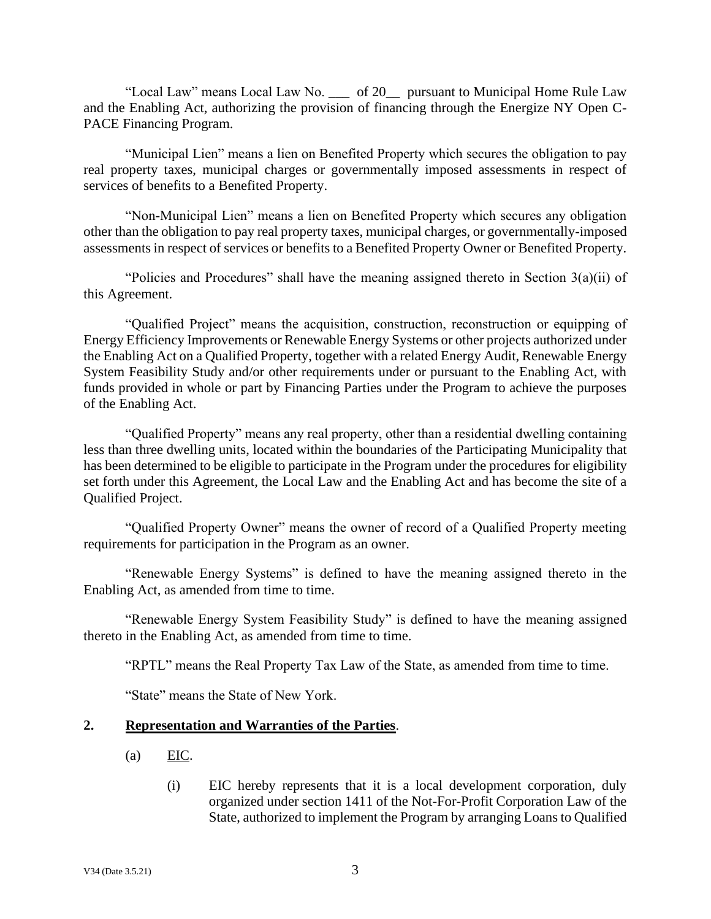"Local Law" means Local Law No. ___ of 20__ pursuant to Municipal Home Rule Law and the Enabling Act, authorizing the provision of financing through the Energize NY Open C-PACE Financing Program.

"Municipal Lien" means a lien on Benefited Property which secures the obligation to pay real property taxes, municipal charges or governmentally imposed assessments in respect of services of benefits to a Benefited Property.

"Non-Municipal Lien" means a lien on Benefited Property which secures any obligation other than the obligation to pay real property taxes, municipal charges, or governmentally-imposed assessments in respect of services or benefits to a Benefited Property Owner or Benefited Property.

"Policies and Procedures" shall have the meaning assigned thereto in Section 3(a)(ii) of this Agreement.

"Qualified Project" means the acquisition, construction, reconstruction or equipping of Energy Efficiency Improvements or Renewable Energy Systems or other projects authorized under the Enabling Act on a Qualified Property, together with a related Energy Audit, Renewable Energy System Feasibility Study and/or other requirements under or pursuant to the Enabling Act, with funds provided in whole or part by Financing Parties under the Program to achieve the purposes of the Enabling Act.

"Qualified Property" means any real property, other than a residential dwelling containing less than three dwelling units, located within the boundaries of the Participating Municipality that has been determined to be eligible to participate in the Program under the procedures for eligibility set forth under this Agreement, the Local Law and the Enabling Act and has become the site of a Qualified Project.

"Qualified Property Owner" means the owner of record of a Qualified Property meeting requirements for participation in the Program as an owner.

"Renewable Energy Systems" is defined to have the meaning assigned thereto in the Enabling Act, as amended from time to time.

"Renewable Energy System Feasibility Study" is defined to have the meaning assigned thereto in the Enabling Act, as amended from time to time.

"RPTL" means the Real Property Tax Law of the State, as amended from time to time.

"State" means the State of New York.

## 2. Representation and Warranties of the Parties.

(a) EIC.

(i) EIC hereby represents that it is a local development corporation, duly organized under section 1411 of the Not-For-Profit Corporation Law of the State, authorized to implement the Program by arranging Loans to Qualified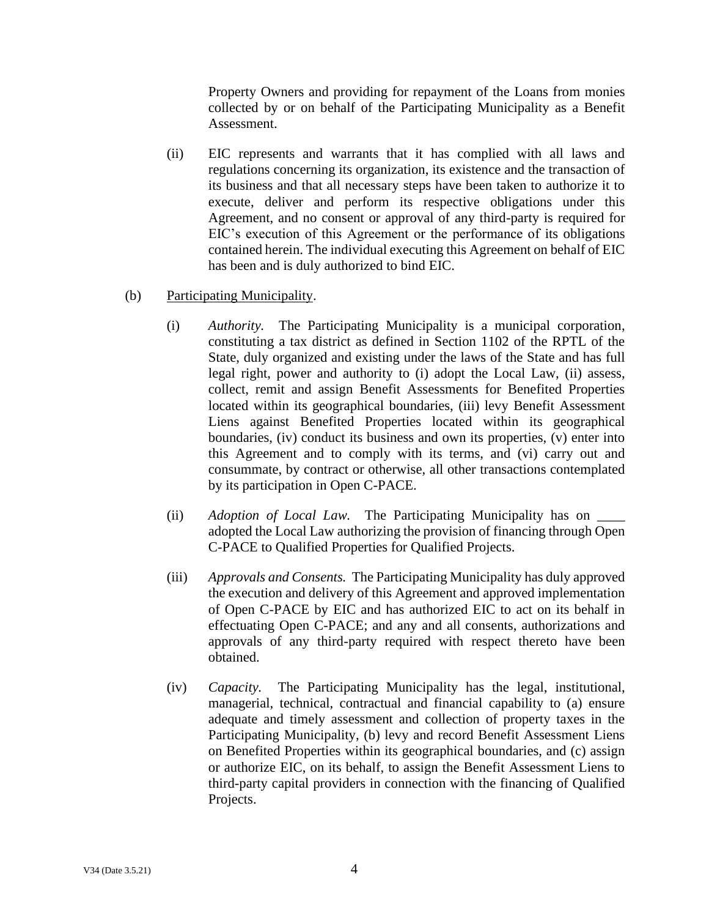Property Owners and providing for repayment of the Loans from monies collected by or on behalf of the Participating Municipality as a Benefit Assessment.

(ii) EIC represents and warrants that it has complied with all laws and regulations concerning its organization, its existence and the transaction of its business and that all necessary steps have been taken to authorize it to execute, deliver and perform its respective obligations under this Agreement, and no consent or approval of any third-party is required for EIC's execution of this Agreement or the performance of its obligations contained herein. The individual executing this Agreement on behalf of EIC has been and is duly authorized to bind EIC.

(b) Participating Municipality.

(i) *Authority.* The Participating Municipality is a municipal corporation, constituting a tax district as defined in Section 1102 of the RPTL of the State, duly organized and existing under the laws of the State and has full legal right, power and authority to (i) adopt the Local Law, (ii) assess, collect, remit and assign Benefit Assessments for Benefited Properties located within its geographical boundaries, (iii) levy Benefit Assessment Liens against Benefited Properties located within its geographical boundaries, (iv) conduct its business and own its properties, (v) enter into this Agreement and to comply with its terms, and (vi) carry out and consummate, by contract or otherwise, all other transactions contemplated by its participation in Open C-PACE.

(ii) *Adoption of Local Law.* The Participating Municipality has on ____ adopted the Local Law authorizing the provision of financing through Open C-PACE to Qualified Properties for Qualified Projects.

(iii) *Approvals and Consents.* The Participating Municipality has duly approved the execution and delivery of this Agreement and approved implementation of Open C-PACE by EIC and has authorized EIC to act on its behalf in effectuating Open C-PACE; and any and all consents, authorizations and approvals of any third-party required with respect thereto have been obtained.

(iv) *Capacity.* The Participating Municipality has the legal, institutional, managerial, technical, contractual and financial capability to (a) ensure adequate and timely assessment and collection of property taxes in the Participating Municipality, (b) levy and record Benefit Assessment Liens on Benefited Properties within its geographical boundaries, and (c) assign or authorize EIC, on its behalf, to assign the Benefit Assessment Liens to third-party capital providers in connection with the financing of Qualified Projects.

V34 (Date 3.5.21)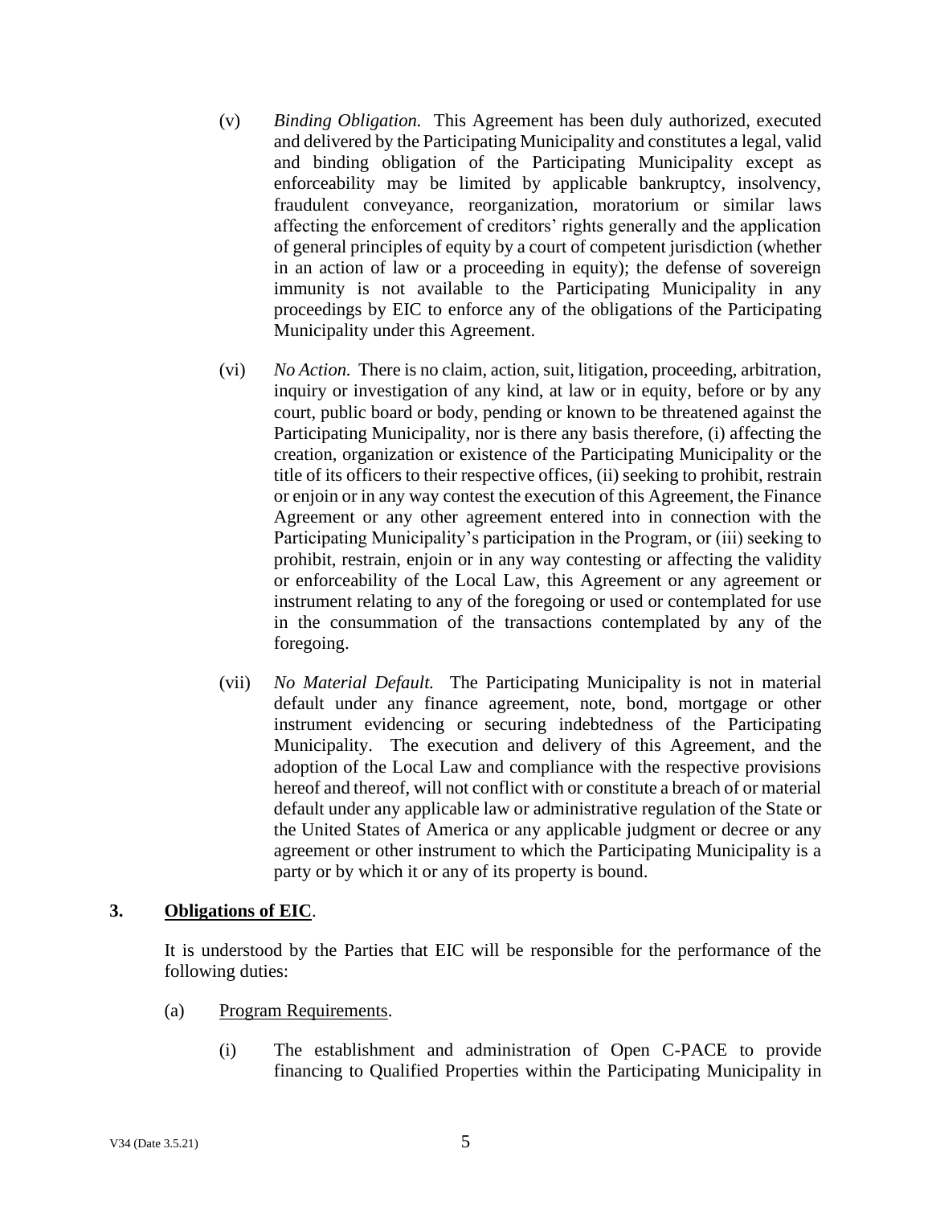(v) *Binding Obligation.* This Agreement has been duly authorized, executed and delivered by the Participating Municipality and constitutes a legal, valid and binding obligation of the Participating Municipality except as enforceability may be limited by applicable bankruptcy, insolvency, fraudulent conveyance, reorganization, moratorium or similar laws affecting the enforcement of creditors' rights generally and the application of general principles of equity by a court of competent jurisdiction (whether in an action of law or a proceeding in equity); the defense of sovereign immunity is not available to the Participating Municipality in any proceedings by EIC to enforce any of the obligations of the Participating Municipality under this Agreement.

(vi) *No Action.* There is no claim, action, suit, litigation, proceeding, arbitration, inquiry or investigation of any kind, at law or in equity, before or by any court, public board or body, pending or known to be threatened against the Participating Municipality, nor is there any basis therefore, (i) affecting the creation, organization or existence of the Participating Municipality or the title of its officers to their respective offices, (ii) seeking to prohibit, restrain or enjoin or in any way contest the execution of this Agreement, the Finance Agreement or any other agreement entered into in connection with the Participating Municipality's participation in the Program, or (iii) seeking to prohibit, restrain, enjoin or in any way contesting or affecting the validity or enforceability of the Local Law, this Agreement or any agreement or instrument relating to any of the foregoing or used or contemplated for use in the consummation of the transactions contemplated by any of the foregoing.

(vii) *No Material Default.* The Participating Municipality is not in material default under any finance agreement, note, bond, mortgage or other instrument evidencing or securing indebtedness of the Participating Municipality. The execution and delivery of this Agreement, and the adoption of the Local Law and compliance with the respective provisions hereof and thereof, will not conflict with or constitute a breach of or material default under any applicable law or administrative regulation of the State or the United States of America or any applicable judgment or decree or any agreement or other instrument to which the Participating Municipality is a party or by which it or any of its property is bound.

**3. <u>Obligations of EIC</u>.**

It is understood by the Parties that EIC will be responsible for the performance of the following duties:

(a) <u>Program Requirements</u>.

(i) The establishment and administration of Open C-PACE to provide financing to Qualified Properties within the Participating Municipality in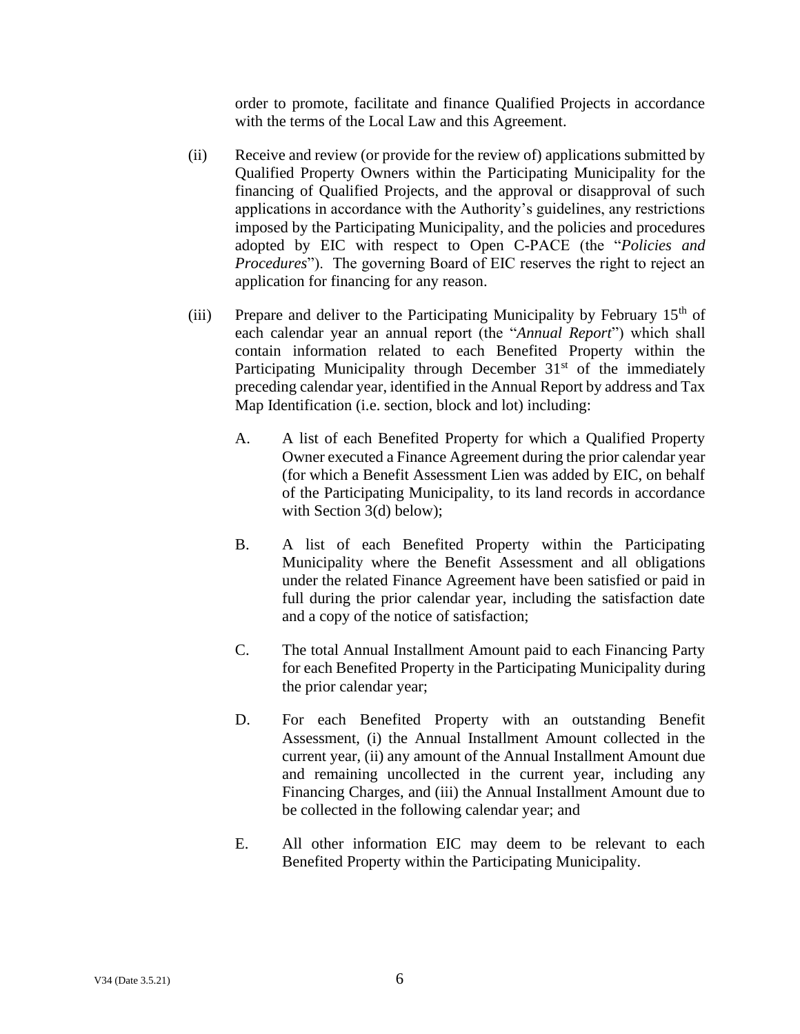order to promote, facilitate and finance Qualified Projects in accordance with the terms of the Local Law and this Agreement.

(ii) Receive and review (or provide for the review of) applications submitted by Qualified Property Owners within the Participating Municipality for the financing of Qualified Projects, and the approval or disapproval of such applications in accordance with the Authority's guidelines, any restrictions imposed by the Participating Municipality, and the policies and procedures adopted by EIC with respect to Open C-PACE (the "*Policies and Procedures*"). The governing Board of EIC reserves the right to reject an application for financing for any reason.

(iii) Prepare and deliver to the Participating Municipality by February 15th of each calendar year an annual report (the "*Annual Report*") which shall contain information related to each Benefited Property within the Participating Municipality through December 31st of the immediately preceding calendar year, identified in the Annual Report by address and Tax Map Identification (i.e. section, block and lot) including:

A. A list of each Benefited Property for which a Qualified Property Owner executed a Finance Agreement during the prior calendar year (for which a Benefit Assessment Lien was added by EIC, on behalf of the Participating Municipality, to its land records in accordance with Section 3(d) below);

B. A list of each Benefited Property within the Participating Municipality where the Benefit Assessment and all obligations under the related Finance Agreement have been satisfied or paid in full during the prior calendar year, including the satisfaction date and a copy of the notice of satisfaction;

C. The total Annual Installment Amount paid to each Financing Party for each Benefited Property in the Participating Municipality during the prior calendar year;

D. For each Benefited Property with an outstanding Benefit Assessment, (i) the Annual Installment Amount collected in the current year, (ii) any amount of the Annual Installment Amount due and remaining uncollected in the current year, including any Financing Charges, and (iii) the Annual Installment Amount due to be collected in the following calendar year; and

E. All other information EIC may deem to be relevant to each Benefited Property within the Participating Municipality.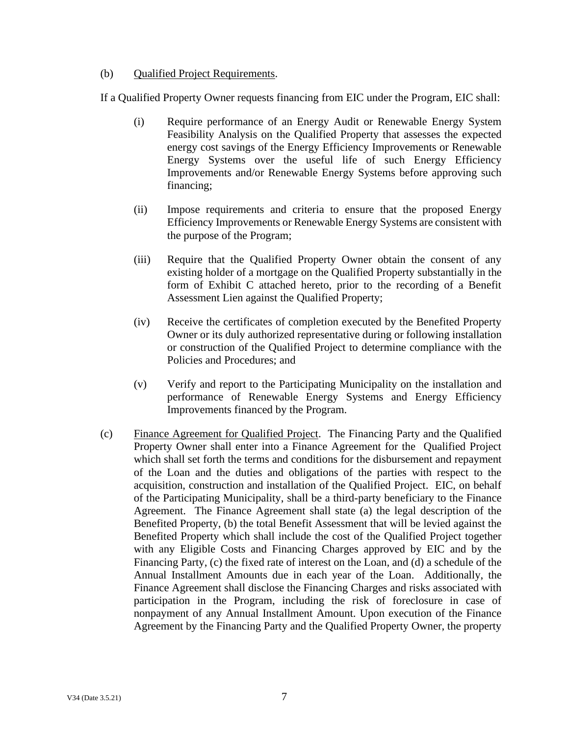(b) Qualified Project Requirements.

If a Qualified Property Owner requests financing from EIC under the Program, EIC shall:

(i) Require performance of an Energy Audit or Renewable Energy System Feasibility Analysis on the Qualified Property that assesses the expected energy cost savings of the Energy Efficiency Improvements or Renewable Energy Systems over the useful life of such Energy Efficiency Improvements and/or Renewable Energy Systems before approving such financing;

(ii) Impose requirements and criteria to ensure that the proposed Energy Efficiency Improvements or Renewable Energy Systems are consistent with the purpose of the Program;

(iii) Require that the Qualified Property Owner obtain the consent of any existing holder of a mortgage on the Qualified Property substantially in the form of Exhibit C attached hereto, prior to the recording of a Benefit Assessment Lien against the Qualified Property;

(iv) Receive the certificates of completion executed by the Benefited Property Owner or its duly authorized representative during or following installation or construction of the Qualified Project to determine compliance with the Policies and Procedures; and

(v) Verify and report to the Participating Municipality on the installation and performance of Renewable Energy Systems and Energy Efficiency Improvements financed by the Program.

(c) Finance Agreement for Qualified Project. The Financing Party and the Qualified Property Owner shall enter into a Finance Agreement for the Qualified Project which shall set forth the terms and conditions for the disbursement and repayment of the Loan and the duties and obligations of the parties with respect to the acquisition, construction and installation of the Qualified Project. EIC, on behalf of the Participating Municipality, shall be a third-party beneficiary to the Finance Agreement. The Finance Agreement shall state (a) the legal description of the Benefited Property, (b) the total Benefit Assessment that will be levied against the Benefited Property which shall include the cost of the Qualified Project together with any Eligible Costs and Financing Charges approved by EIC and by the Financing Party, (c) the fixed rate of interest on the Loan, and (d) a schedule of the Annual Installment Amounts due in each year of the Loan. Additionally, the Finance Agreement shall disclose the Financing Charges and risks associated with participation in the Program, including the risk of foreclosure in case of nonpayment of any Annual Installment Amount. Upon execution of the Finance Agreement by the Financing Party and the Qualified Property Owner, the property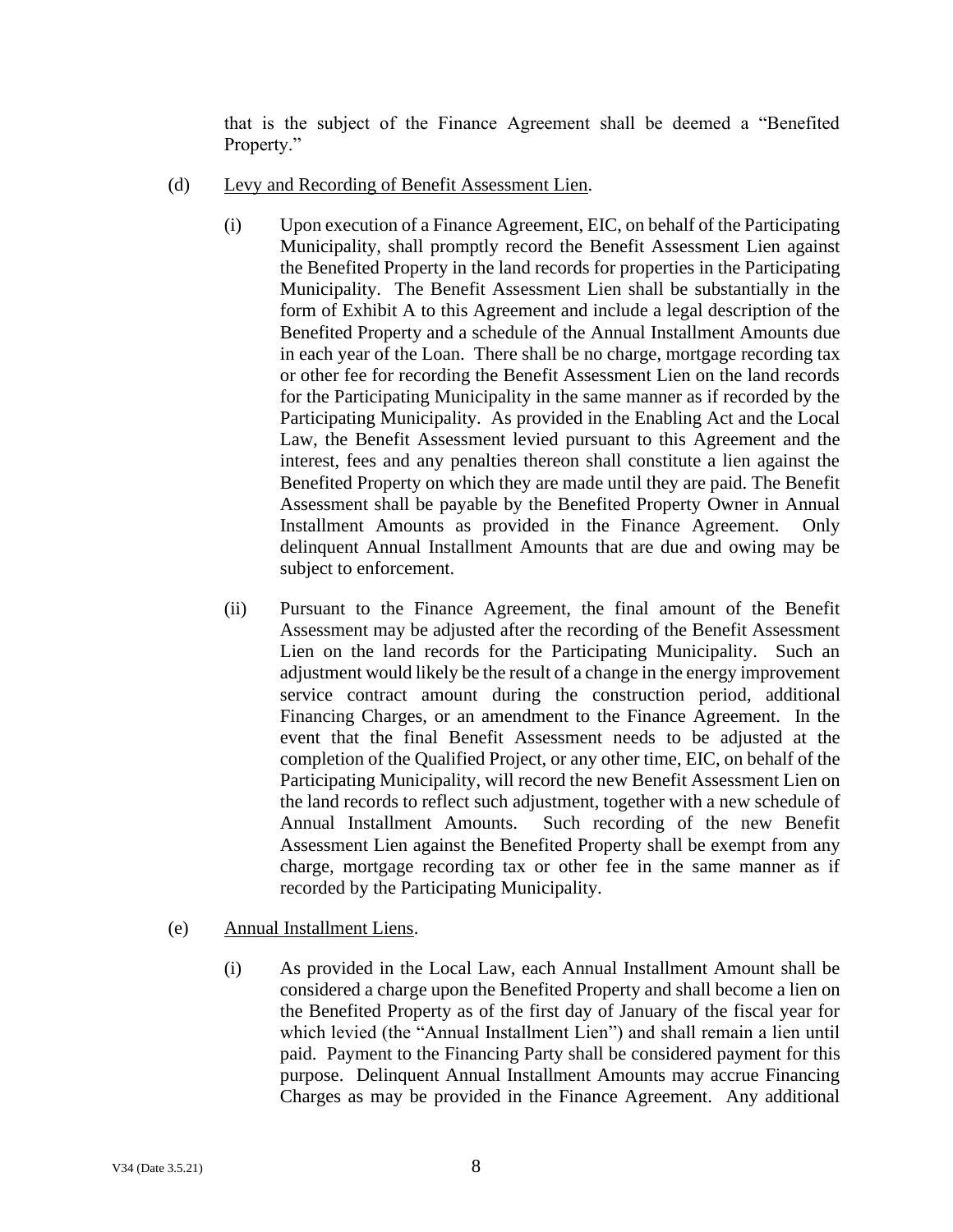that is the subject of the Finance Agreement shall be deemed a "Benefited Property."

(d) Levy and Recording of Benefit Assessment Lien.

(i) Upon execution of a Finance Agreement, EIC, on behalf of the Participating Municipality, shall promptly record the Benefit Assessment Lien against the Benefited Property in the land records for properties in the Participating Municipality. The Benefit Assessment Lien shall be substantially in the form of Exhibit A to this Agreement and include a legal description of the Benefited Property and a schedule of the Annual Installment Amounts due in each year of the Loan. There shall be no charge, mortgage recording tax or other fee for recording the Benefit Assessment Lien on the land records for the Participating Municipality in the same manner as if recorded by the Participating Municipality. As provided in the Enabling Act and the Local Law, the Benefit Assessment levied pursuant to this Agreement and the interest, fees and any penalties thereon shall constitute a lien against the Benefited Property on which they are made until they are paid. The Benefit Assessment shall be payable by the Benefited Property Owner in Annual Installment Amounts as provided in the Finance Agreement. Only delinquent Annual Installment Amounts that are due and owing may be subject to enforcement.

(ii) Pursuant to the Finance Agreement, the final amount of the Benefit Assessment may be adjusted after the recording of the Benefit Assessment Lien on the land records for the Participating Municipality. Such an adjustment would likely be the result of a change in the energy improvement service contract amount during the construction period, additional Financing Charges, or an amendment to the Finance Agreement. In the event that the final Benefit Assessment needs to be adjusted at the completion of the Qualified Project, or any other time, EIC, on behalf of the Participating Municipality, will record the new Benefit Assessment Lien on the land records to reflect such adjustment, together with a new schedule of Annual Installment Amounts. Such recording of the new Benefit Assessment Lien against the Benefited Property shall be exempt from any charge, mortgage recording tax or other fee in the same manner as if recorded by the Participating Municipality.

(e) Annual Installment Liens.

(i) As provided in the Local Law, each Annual Installment Amount shall be considered a charge upon the Benefited Property and shall become a lien on the Benefited Property as of the first day of January of the fiscal year for which levied (the "Annual Installment Lien") and shall remain a lien until paid. Payment to the Financing Party shall be considered payment for this purpose. Delinquent Annual Installment Amounts may accrue Financing Charges as may be provided in the Finance Agreement. Any additional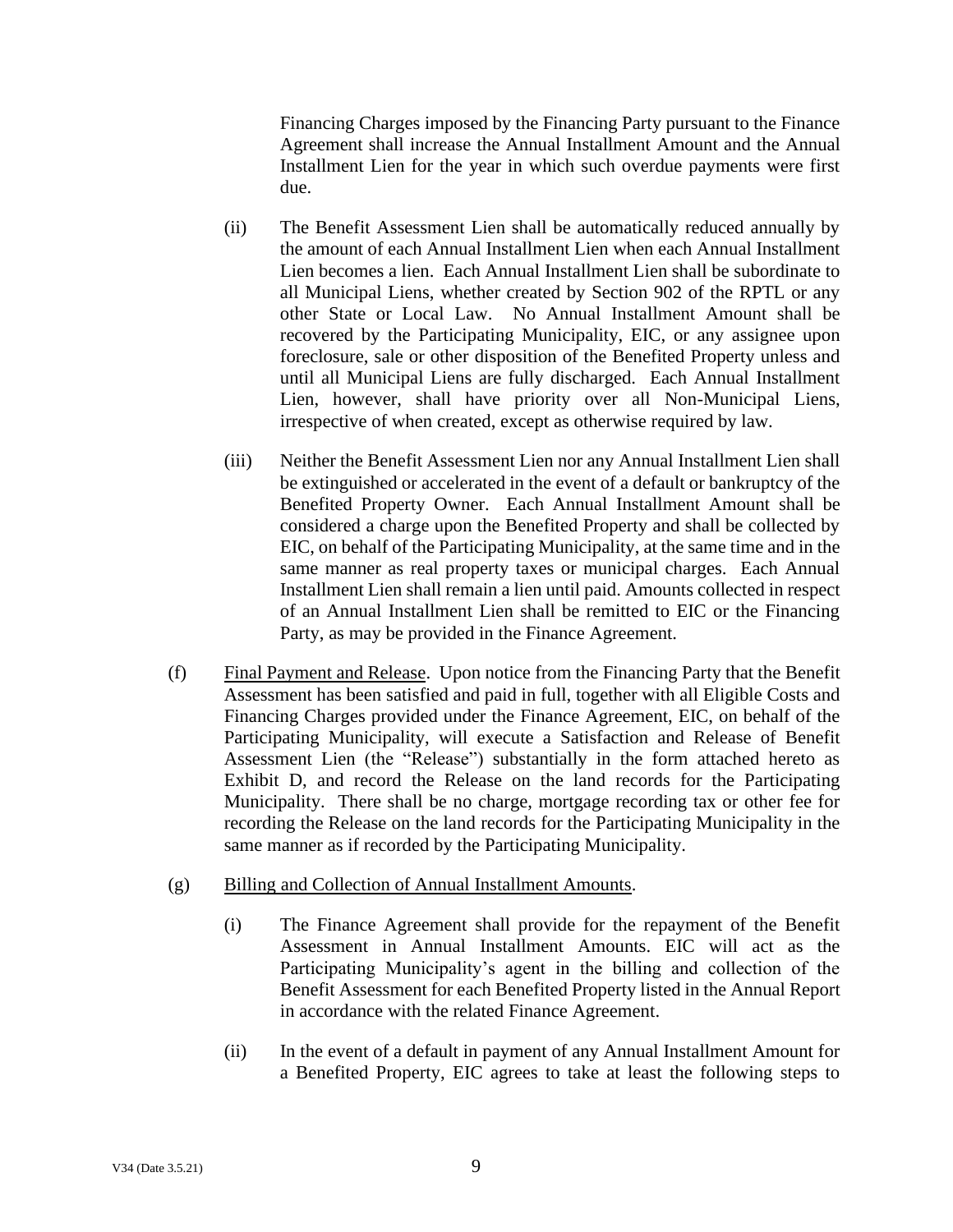Financing Charges imposed by the Financing Party pursuant to the Finance Agreement shall increase the Annual Installment Amount and the Annual Installment Lien for the year in which such overdue payments were first due.

(ii) The Benefit Assessment Lien shall be automatically reduced annually by the amount of each Annual Installment Lien when each Annual Installment Lien becomes a lien. Each Annual Installment Lien shall be subordinate to all Municipal Liens, whether created by Section 902 of the RPTL or any other State or Local Law. No Annual Installment Amount shall be recovered by the Participating Municipality, EIC, or any assignee upon foreclosure, sale or other disposition of the Benefited Property unless and until all Municipal Liens are fully discharged. Each Annual Installment Lien, however, shall have priority over all Non-Municipal Liens, irrespective of when created, except as otherwise required by law.

(iii) Neither the Benefit Assessment Lien nor any Annual Installment Lien shall be extinguished or accelerated in the event of a default or bankruptcy of the Benefited Property Owner. Each Annual Installment Amount shall be considered a charge upon the Benefited Property and shall be collected by EIC, on behalf of the Participating Municipality, at the same time and in the same manner as real property taxes or municipal charges. Each Annual Installment Lien shall remain a lien until paid. Amounts collected in respect of an Annual Installment Lien shall be remitted to EIC or the Financing Party, as may be provided in the Finance Agreement.

(f) Final Payment and Release. Upon notice from the Financing Party that the Benefit Assessment has been satisfied and paid in full, together with all Eligible Costs and Financing Charges provided under the Finance Agreement, EIC, on behalf of the Participating Municipality, will execute a Satisfaction and Release of Benefit Assessment Lien (the "Release") substantially in the form attached hereto as Exhibit D, and record the Release on the land records for the Participating Municipality. There shall be no charge, mortgage recording tax or other fee for recording the Release on the land records for the Participating Municipality in the same manner as if recorded by the Participating Municipality.

(g) Billing and Collection of Annual Installment Amounts.

(i) The Finance Agreement shall provide for the repayment of the Benefit Assessment in Annual Installment Amounts. EIC will act as the Participating Municipality's agent in the billing and collection of the Benefit Assessment for each Benefited Property listed in the Annual Report in accordance with the related Finance Agreement.

(ii) In the event of a default in payment of any Annual Installment Amount for a Benefited Property, EIC agrees to take at least the following steps to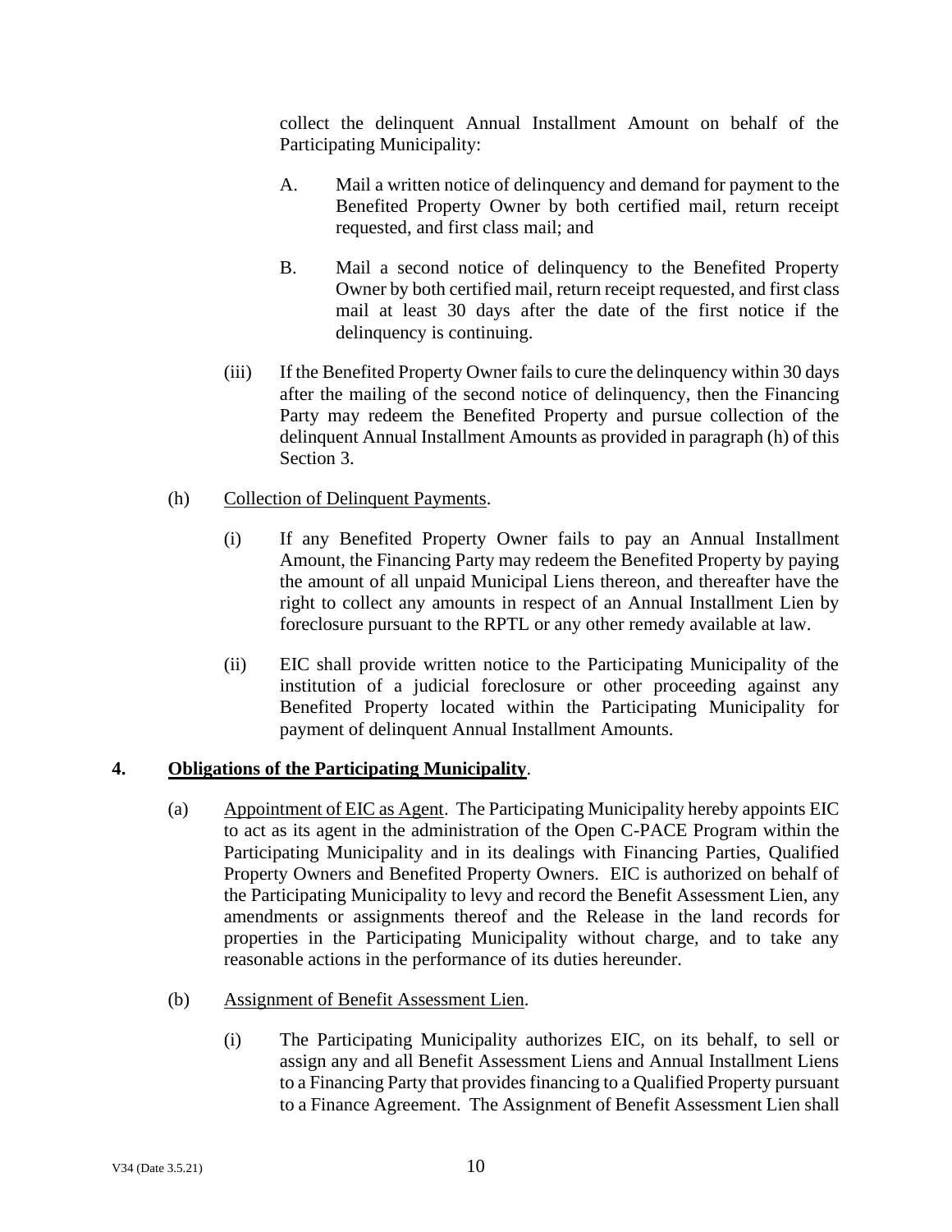collect the delinquent Annual Installment Amount on behalf of the Participating Municipality:

A. Mail a written notice of delinquency and demand for payment to the Benefited Property Owner by both certified mail, return receipt requested, and first class mail; and

B. Mail a second notice of delinquency to the Benefited Property Owner by both certified mail, return receipt requested, and first class mail at least 30 days after the date of the first notice if the delinquency is continuing.

(iii) If the Benefited Property Owner fails to cure the delinquency within 30 days after the mailing of the second notice of delinquency, then the Financing Party may redeem the Benefited Property and pursue collection of the delinquent Annual Installment Amounts as provided in paragraph (h) of this Section 3.

(h) <u>Collection of Delinquent Payments</u>.

(i) If any Benefited Property Owner fails to pay an Annual Installment Amount, the Financing Party may redeem the Benefited Property by paying the amount of all unpaid Municipal Liens thereon, and thereafter have the right to collect any amounts in respect of an Annual Installment Lien by foreclosure pursuant to the RPTL or any other remedy available at law.

(ii) EIC shall provide written notice to the Participating Municipality of the institution of a judicial foreclosure or other proceeding against any Benefited Property located within the Participating Municipality for payment of delinquent Annual Installment Amounts.

**4. <u>Obligations of the Participating Municipality</u>.**

(a) <u>Appointment of EIC as Agent</u>. The Participating Municipality hereby appoints EIC to act as its agent in the administration of the Open C-PACE Program within the Participating Municipality and in its dealings with Financing Parties, Qualified Property Owners and Benefited Property Owners. EIC is authorized on behalf of the Participating Municipality to levy and record the Benefit Assessment Lien, any amendments or assignments thereof and the Release in the land records for properties in the Participating Municipality without charge, and to take any reasonable actions in the performance of its duties hereunder.

(b) <u>Assignment of Benefit Assessment Lien</u>.

(i) The Participating Municipality authorizes EIC, on its behalf, to sell or assign any and all Benefit Assessment Liens and Annual Installment Liens to a Financing Party that provides financing to a Qualified Property pursuant to a Finance Agreement. The Assignment of Benefit Assessment Lien shall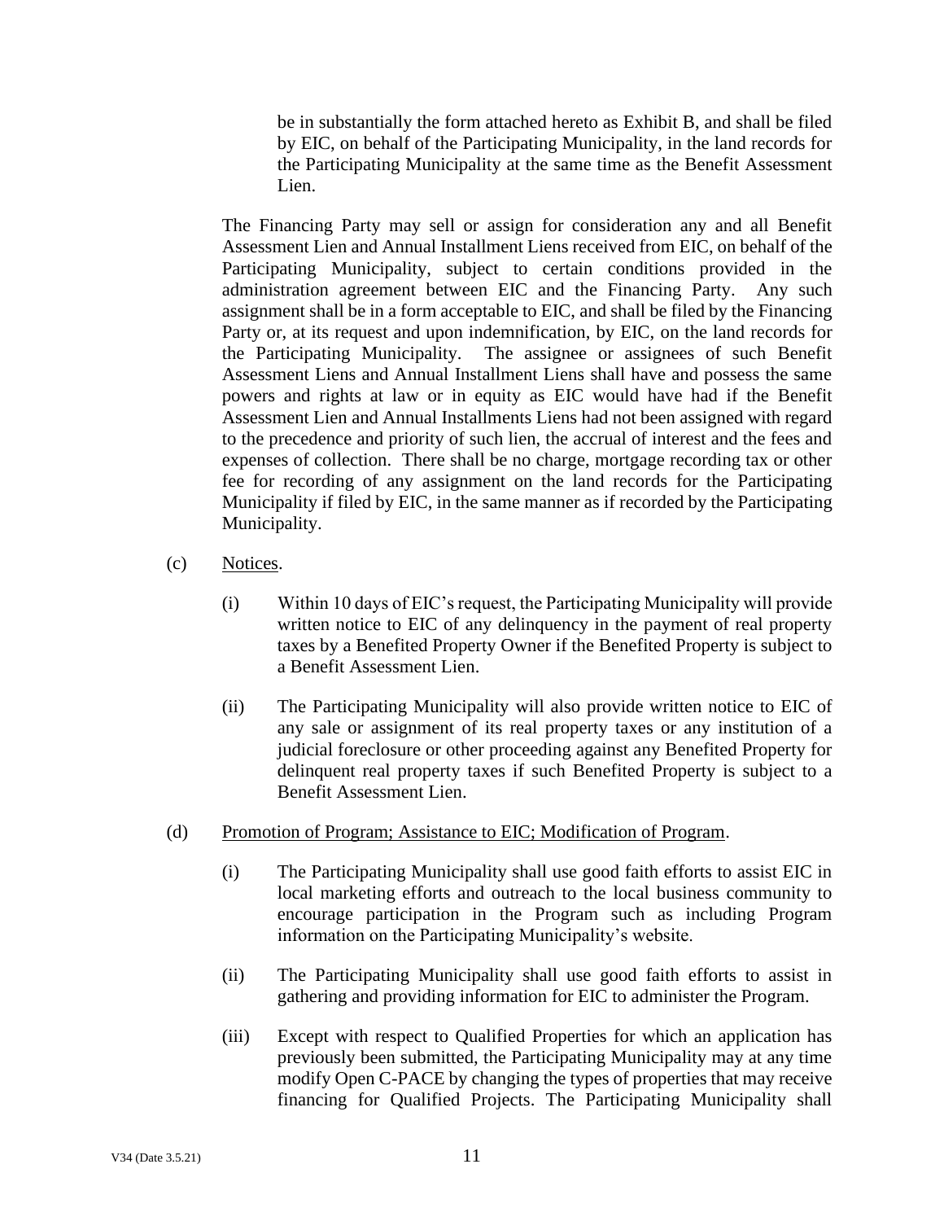be in substantially the form attached hereto as Exhibit B, and shall be filed by EIC, on behalf of the Participating Municipality, in the land records for the Participating Municipality at the same time as the Benefit Assessment Lien.

The Financing Party may sell or assign for consideration any and all Benefit Assessment Lien and Annual Installment Liens received from EIC, on behalf of the Participating Municipality, subject to certain conditions provided in the administration agreement between EIC and the Financing Party. Any such assignment shall be in a form acceptable to EIC, and shall be filed by the Financing Party or, at its request and upon indemnification, by EIC, on the land records for the Participating Municipality. The assignee or assignees of such Benefit Assessment Liens and Annual Installment Liens shall have and possess the same powers and rights at law or in equity as EIC would have had if the Benefit Assessment Lien and Annual Installments Liens had not been assigned with regard to the precedence and priority of such lien, the accrual of interest and the fees and expenses of collection. There shall be no charge, mortgage recording tax or other fee for recording of any assignment on the land records for the Participating Municipality if filed by EIC, in the same manner as if recorded by the Participating Municipality.

(c) Notices.

(i) Within 10 days of EIC's request, the Participating Municipality will provide written notice to EIC of any delinquency in the payment of real property taxes by a Benefited Property Owner if the Benefited Property is subject to a Benefit Assessment Lien.

(ii) The Participating Municipality will also provide written notice to EIC of any sale or assignment of its real property taxes or any institution of a judicial foreclosure or other proceeding against any Benefited Property for delinquent real property taxes if such Benefited Property is subject to a Benefit Assessment Lien.

(d) Promotion of Program; Assistance to EIC; Modification of Program.

(i) The Participating Municipality shall use good faith efforts to assist EIC in local marketing efforts and outreach to the local business community to encourage participation in the Program such as including Program information on the Participating Municipality's website.

(ii) The Participating Municipality shall use good faith efforts to assist in gathering and providing information for EIC to administer the Program.

(iii) Except with respect to Qualified Properties for which an application has previously been submitted, the Participating Municipality may at any time modify Open C-PACE by changing the types of properties that may receive financing for Qualified Projects. The Participating Municipality shall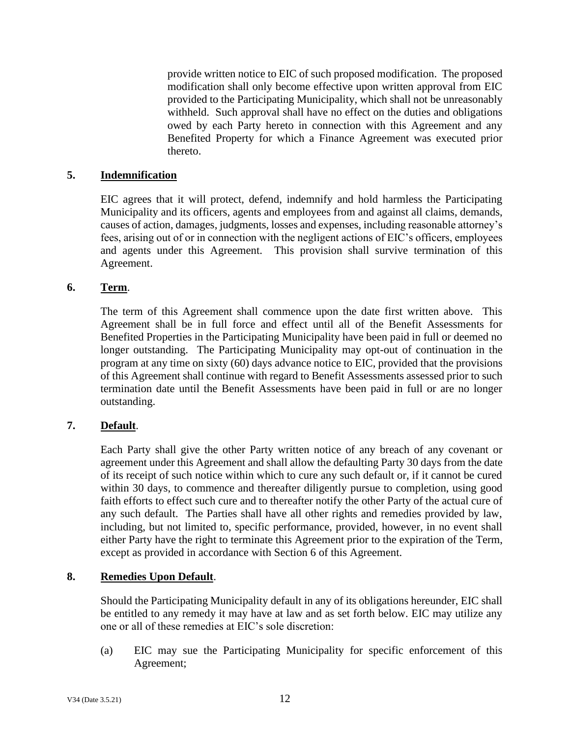provide written notice to EIC of such proposed modification. The proposed modification shall only become effective upon written approval from EIC provided to the Participating Municipality, which shall not be unreasonably withheld. Such approval shall have no effect on the duties and obligations owed by each Party hereto in connection with this Agreement and any Benefited Property for which a Finance Agreement was executed prior thereto.

**5. <u>Indemnification</u>**

EIC agrees that it will protect, defend, indemnify and hold harmless the Participating Municipality and its officers, agents and employees from and against all claims, demands, causes of action, damages, judgments, losses and expenses, including reasonable attorney's fees, arising out of or in connection with the negligent actions of EIC's officers, employees and agents under this Agreement. This provision shall survive termination of this Agreement.

**6. <u>Term</u>.**

The term of this Agreement shall commence upon the date first written above. This Agreement shall be in full force and effect until all of the Benefit Assessments for Benefited Properties in the Participating Municipality have been paid in full or deemed no longer outstanding. The Participating Municipality may opt-out of continuation in the program at any time on sixty (60) days advance notice to EIC, provided that the provisions of this Agreement shall continue with regard to Benefit Assessments assessed prior to such termination date until the Benefit Assessments have been paid in full or are no longer outstanding.

**7. <u>Default</u>.**

Each Party shall give the other Party written notice of any breach of any covenant or agreement under this Agreement and shall allow the defaulting Party 30 days from the date of its receipt of such notice within which to cure any such default or, if it cannot be cured within 30 days, to commence and thereafter diligently pursue to completion, using good faith efforts to effect such cure and to thereafter notify the other Party of the actual cure of any such default. The Parties shall have all other rights and remedies provided by law, including, but not limited to, specific performance, provided, however, in no event shall either Party have the right to terminate this Agreement prior to the expiration of the Term, except as provided in accordance with Section 6 of this Agreement.

**8. <u>Remedies Upon Default</u>.**

Should the Participating Municipality default in any of its obligations hereunder, EIC shall be entitled to any remedy it may have at law and as set forth below. EIC may utilize any one or all of these remedies at EIC's sole discretion:

(a) EIC may sue the Participating Municipality for specific enforcement of this Agreement;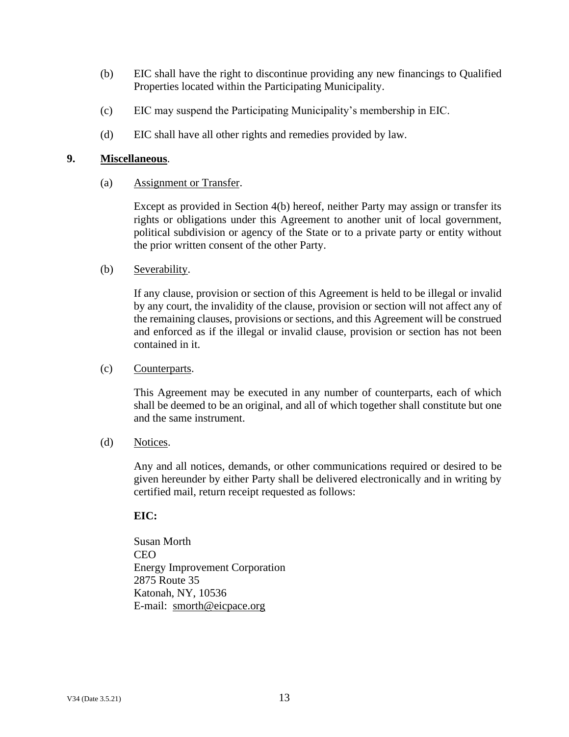(b) EIC shall have the right to discontinue providing any new financings to Qualified Properties located within the Participating Municipality.

(c) EIC may suspend the Participating Municipality's membership in EIC.

(d) EIC shall have all other rights and remedies provided by law.

**9. Miscellaneous.**

(a) Assignment or Transfer.

Except as provided in Section 4(b) hereof, neither Party may assign or transfer its rights or obligations under this Agreement to another unit of local government, political subdivision or agency of the State or to a private party or entity without the prior written consent of the other Party.

(b) Severability.

If any clause, provision or section of this Agreement is held to be illegal or invalid by any court, the invalidity of the clause, provision or section will not affect any of the remaining clauses, provisions or sections, and this Agreement will be construed and enforced as if the illegal or invalid clause, provision or section has not been contained in it.

(c) Counterparts.

This Agreement may be executed in any number of counterparts, each of which shall be deemed to be an original, and all of which together shall constitute but one and the same instrument.

(d) Notices.

Any and all notices, demands, or other communications required or desired to be given hereunder by either Party shall be delivered electronically and in writing by certified mail, return receipt requested as follows:

**EIC:**

Susan Morth
CEO
Energy Improvement Corporation
2875 Route 35
Katonah, NY, 10536
E-mail: smorth@eicpace.org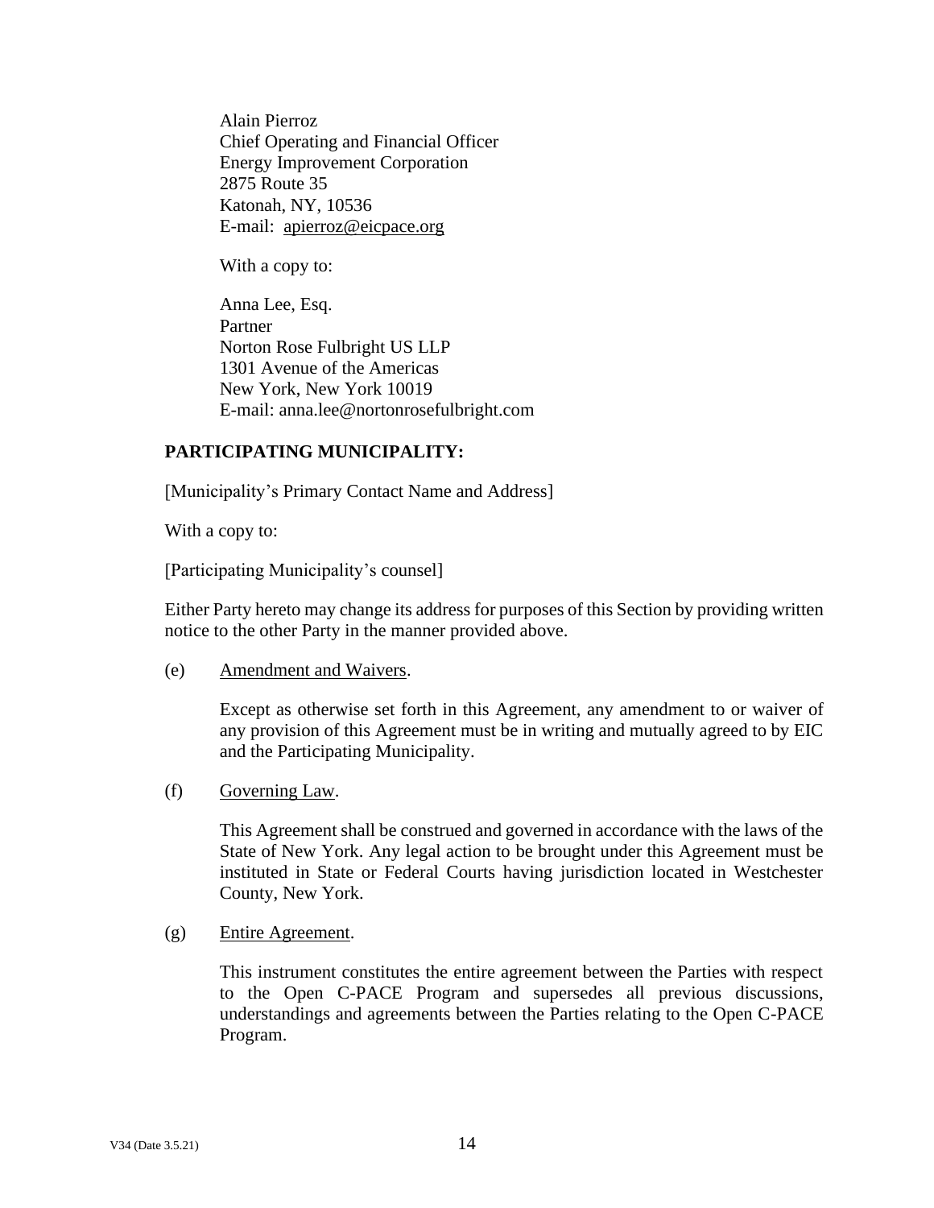Alain Pierroz
Chief Operating and Financial Officer
Energy Improvement Corporation
2875 Route 35
Katonah, NY, 10536
E-mail: apierroz@eicpace.org

With a copy to:

Anna Lee, Esq.
Partner
Norton Rose Fulbright US LLP
1301 Avenue of the Americas
New York, New York 10019
E-mail: anna.lee@nortonrosefulbright.com

**PARTICIPATING MUNICIPALITY:**

[Municipality's Primary Contact Name and Address]

With a copy to:

[Participating Municipality's counsel]

Either Party hereto may change its address for purposes of this Section by providing written notice to the other Party in the manner provided above.

(e) Amendment and Waivers.

Except as otherwise set forth in this Agreement, any amendment to or waiver of any provision of this Agreement must be in writing and mutually agreed to by EIC and the Participating Municipality.

(f) Governing Law.

This Agreement shall be construed and governed in accordance with the laws of the State of New York. Any legal action to be brought under this Agreement must be instituted in State or Federal Courts having jurisdiction located in Westchester County, New York.

(g) Entire Agreement.

This instrument constitutes the entire agreement between the Parties with respect to the Open C-PACE Program and supersedes all previous discussions, understandings and agreements between the Parties relating to the Open C-PACE Program.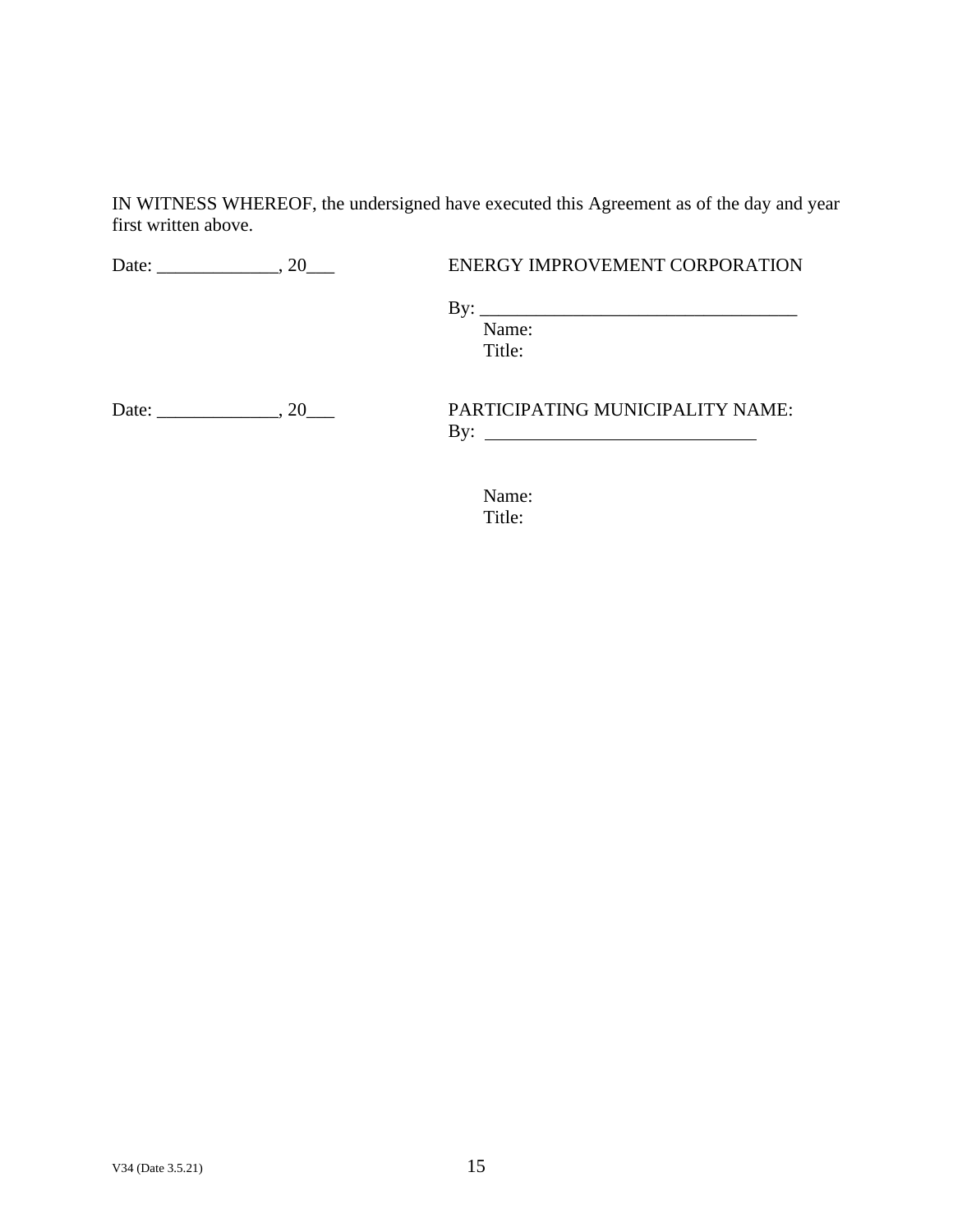IN WITNESS WHEREOF, the undersigned have executed this Agreement as of the day and year first written above.

Date: _____________, 20___                    ENERGY IMPROVEMENT CORPORATION

By: __________________________________

Name:

Title:

Date: _____________, 20___                    PARTICIPATING MUNICIPALITY NAME:

By: ______________________________

Name:

Title:

V34 (Date 3.5.21)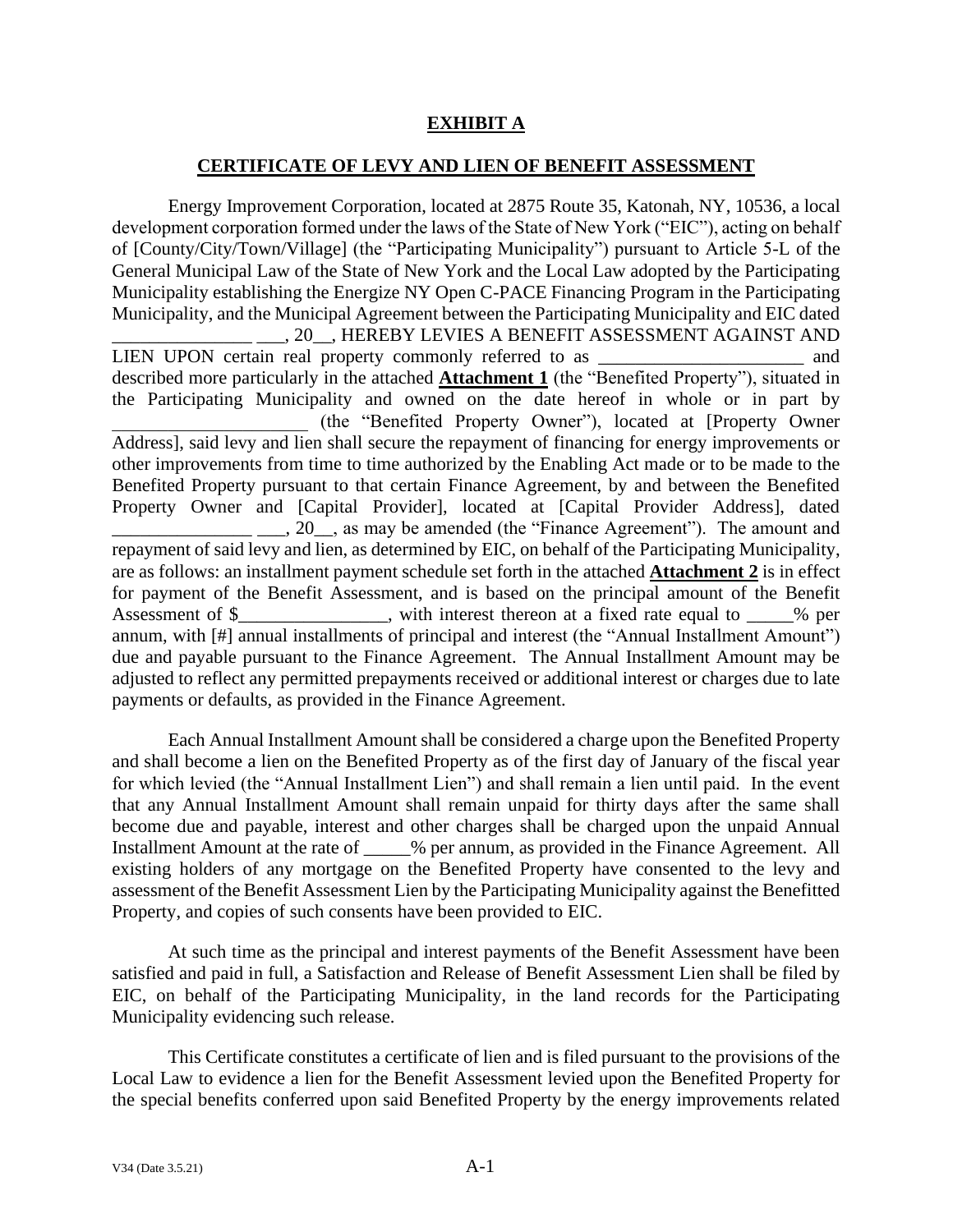# EXHIBIT A

## CERTIFICATE OF LEVY AND LIEN OF BENEFIT ASSESSMENT

Energy Improvement Corporation, located at 2875 Route 35, Katonah, NY, 10536, a local development corporation formed under the laws of the State of New York ("EIC"), acting on behalf of [County/City/Town/Village] (the "Participating Municipality") pursuant to Article 5-L of the General Municipal Law of the State of New York and the Local Law adopted by the Participating Municipality establishing the Energize NY Open C-PACE Financing Program in the Participating Municipality, and the Municipal Agreement between the Participating Municipality and EIC dated _______________ ___, 20__, HEREBY LEVIES A BENEFIT ASSESSMENT AGAINST AND LIEN UPON certain real property commonly referred to as ______________________ and described more particularly in the attached **Attachment 1** (the "Benefited Property"), situated in the Participating Municipality and owned on the date hereof in whole or in part by _____________________ (the "Benefited Property Owner"), located at [Property Owner Address], said levy and lien shall secure the repayment of financing for energy improvements or other improvements from time to time authorized by the Enabling Act made or to be made to the Benefited Property pursuant to that certain Finance Agreement, by and between the Benefited Property Owner and [Capital Provider], located at [Capital Provider Address], dated _______________ ___, 20__, as may be amended (the "Finance Agreement"). The amount and repayment of said levy and lien, as determined by EIC, on behalf of the Participating Municipality, are as follows: an installment payment schedule set forth in the attached **Attachment 2** is in effect for payment of the Benefit Assessment, and is based on the principal amount of the Benefit Assessment of $________________, with interest thereon at a fixed rate equal to _____% per annum, with [#] annual installments of principal and interest (the "Annual Installment Amount") due and payable pursuant to the Finance Agreement. The Annual Installment Amount may be adjusted to reflect any permitted prepayments received or additional interest or charges due to late payments or defaults, as provided in the Finance Agreement.

Each Annual Installment Amount shall be considered a charge upon the Benefited Property and shall become a lien on the Benefited Property as of the first day of January of the fiscal year for which levied (the "Annual Installment Lien") and shall remain a lien until paid. In the event that any Annual Installment Amount shall remain unpaid for thirty days after the same shall become due and payable, interest and other charges shall be charged upon the unpaid Annual Installment Amount at the rate of _____% per annum, as provided in the Finance Agreement. All existing holders of any mortgage on the Benefited Property have consented to the levy and assessment of the Benefit Assessment Lien by the Participating Municipality against the Benefitted Property, and copies of such consents have been provided to EIC.

At such time as the principal and interest payments of the Benefit Assessment have been satisfied and paid in full, a Satisfaction and Release of Benefit Assessment Lien shall be filed by EIC, on behalf of the Participating Municipality, in the land records for the Participating Municipality evidencing such release.

This Certificate constitutes a certificate of lien and is filed pursuant to the provisions of the Local Law to evidence a lien for the Benefit Assessment levied upon the Benefited Property for the special benefits conferred upon said Benefited Property by the energy improvements related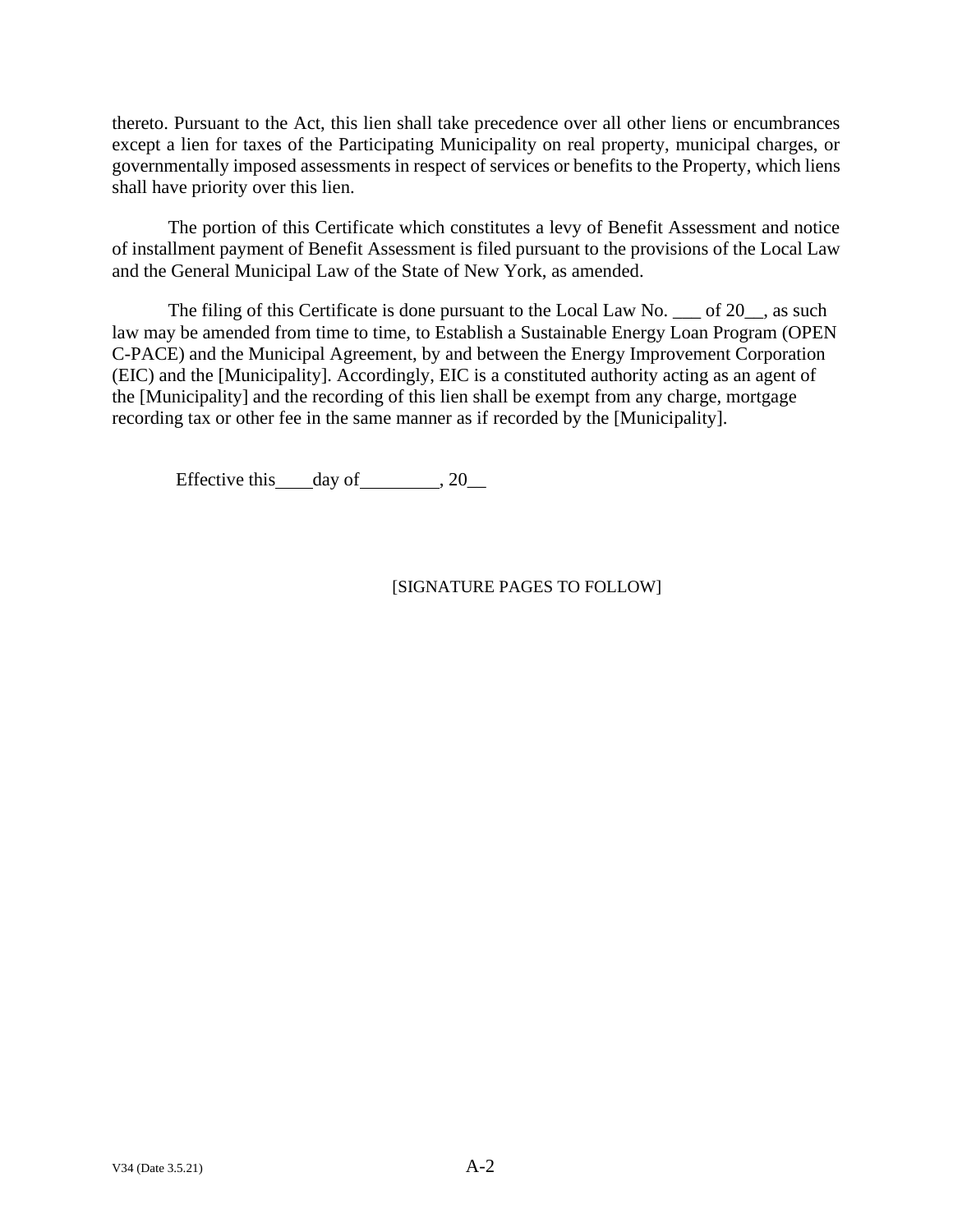thereto. Pursuant to the Act, this lien shall take precedence over all other liens or encumbrances except a lien for taxes of the Participating Municipality on real property, municipal charges, or governmentally imposed assessments in respect of services or benefits to the Property, which liens shall have priority over this lien.

The portion of this Certificate which constitutes a levy of Benefit Assessment and notice of installment payment of Benefit Assessment is filed pursuant to the provisions of the Local Law and the General Municipal Law of the State of New York, as amended.

The filing of this Certificate is done pursuant to the Local Law No. ___ of 20__, as such law may be amended from time to time, to Establish a Sustainable Energy Loan Program (OPEN C-PACE) and the Municipal Agreement, by and between the Energy Improvement Corporation (EIC) and the [Municipality]. Accordingly, EIC is a constituted authority acting as an agent of the [Municipality] and the recording of this lien shall be exempt from any charge, mortgage recording tax or other fee in the same manner as if recorded by the [Municipality].

Effective this____day of________, 20__

[SIGNATURE PAGES TO FOLLOW]

V34 (Date 3.5.21)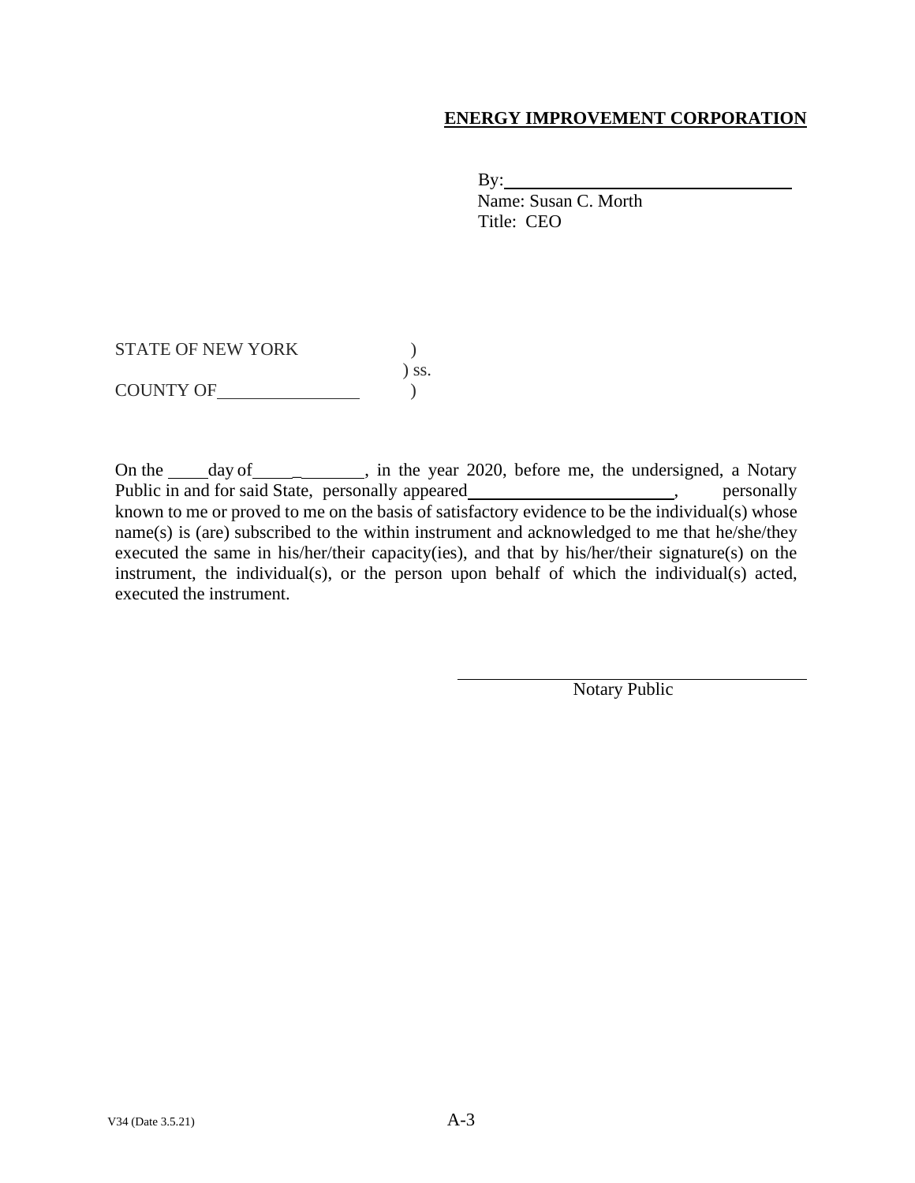**ENERGY IMPROVEMENT CORPORATION**

By:\_\_\_\_\_\_\_\_\_\_\_\_\_\_\_\_\_\_\_\_\_\_\_\_\_\_\_\_\_\_\_\_
Name: Susan C. Morth
Title: CEO

STATE OF NEW YORK )
) ss.
COUNTY OF\_\_\_\_\_\_\_\_\_\_\_\_\_\_\_\_ )

On the \_\_\_\_ day of\_\_\_\_\_\_\_\_\_\_\_\_\_, in the year 2020, before me, the undersigned, a Notary Public in and for said State, personally appeared\_\_\_\_\_\_\_\_\_\_\_\_\_\_\_\_\_\_\_\_\_\_\_, personally known to me or proved to me on the basis of satisfactory evidence to be the individual(s) whose name(s) is (are) subscribed to the within instrument and acknowledged to me that he/she/they executed the same in his/her/their capacity(ies), and that by his/her/their signature(s) on the instrument, the individual(s), or the person upon behalf of which the individual(s) acted, executed the instrument.

\_\_\_\_\_\_\_\_\_\_\_\_\_\_\_\_\_\_\_\_\_\_\_\_\_\_\_\_\_\_\_\_\_\_\_\_
Notary Public

V34 (Date 3.5.21)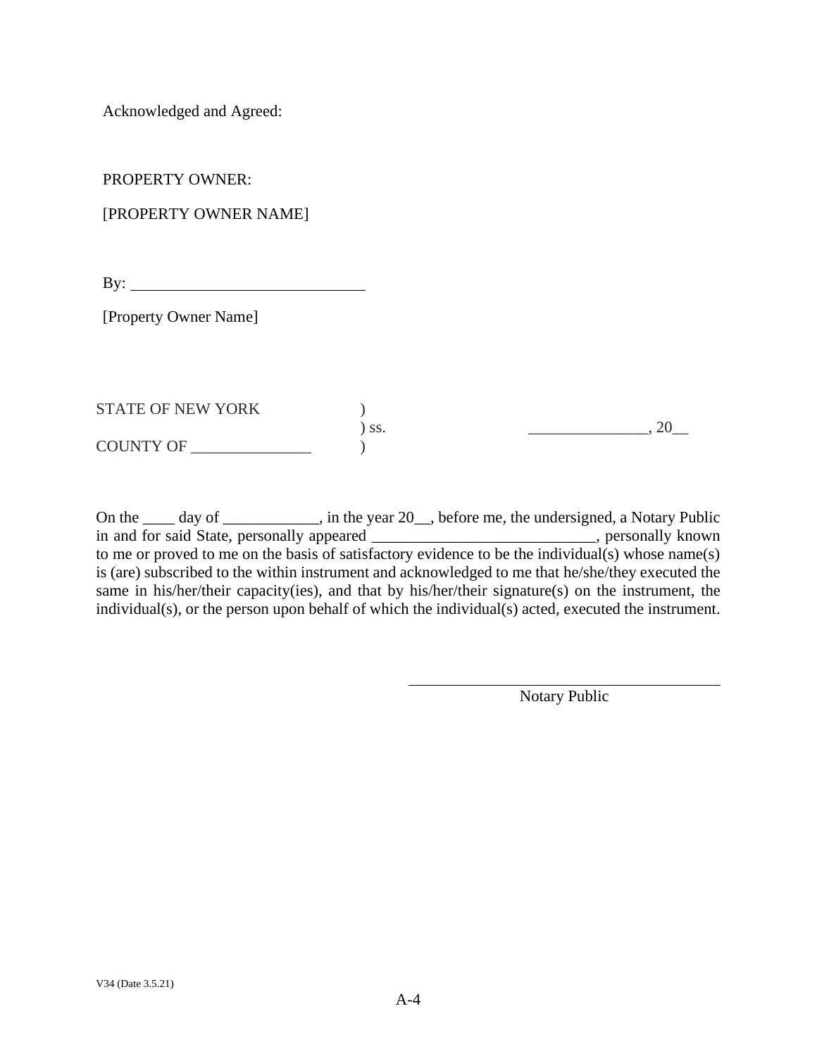Acknowledged and Agreed:

PROPERTY OWNER:

[PROPERTY OWNER NAME]

By: _____________________________

[Property Owner Name]

STATE OF NEW YORK )
) ss. _______________, 20__
COUNTY OF _______________ )

On the ____ day of ____________, in the year 20__, before me, the undersigned, a Notary Public in and for said State, personally appeared ____________________________, personally known to me or proved to me on the basis of satisfactory evidence to be the individual(s) whose name(s) is (are) subscribed to the within instrument and acknowledged to me that he/she/they executed the same in his/her/their capacity(ies), and that by his/her/their signature(s) on the instrument, the individual(s), or the person upon behalf of which the individual(s) acted, executed the instrument.

_____________________________
Notary Public

V34 (Date 3.5.21)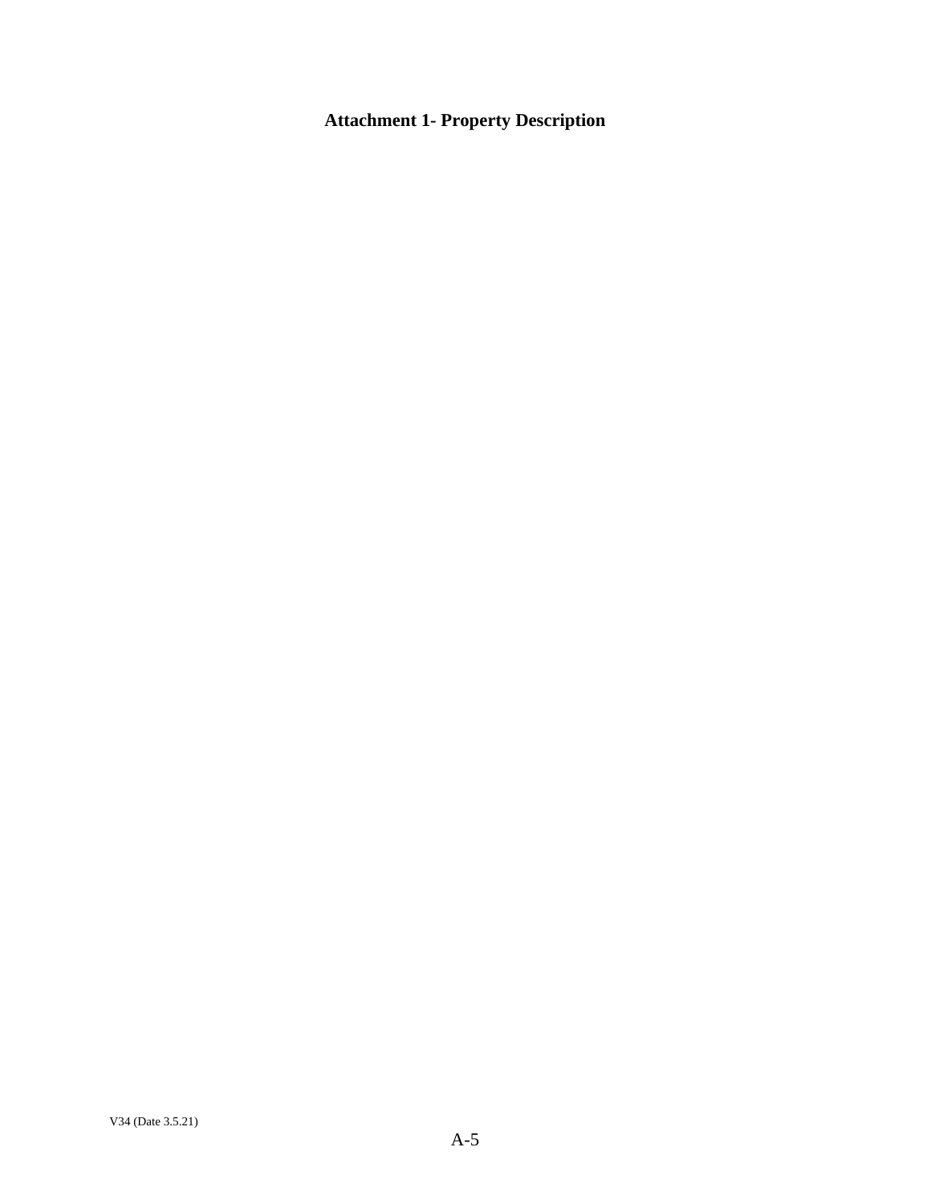**Attachment 1- Property Description**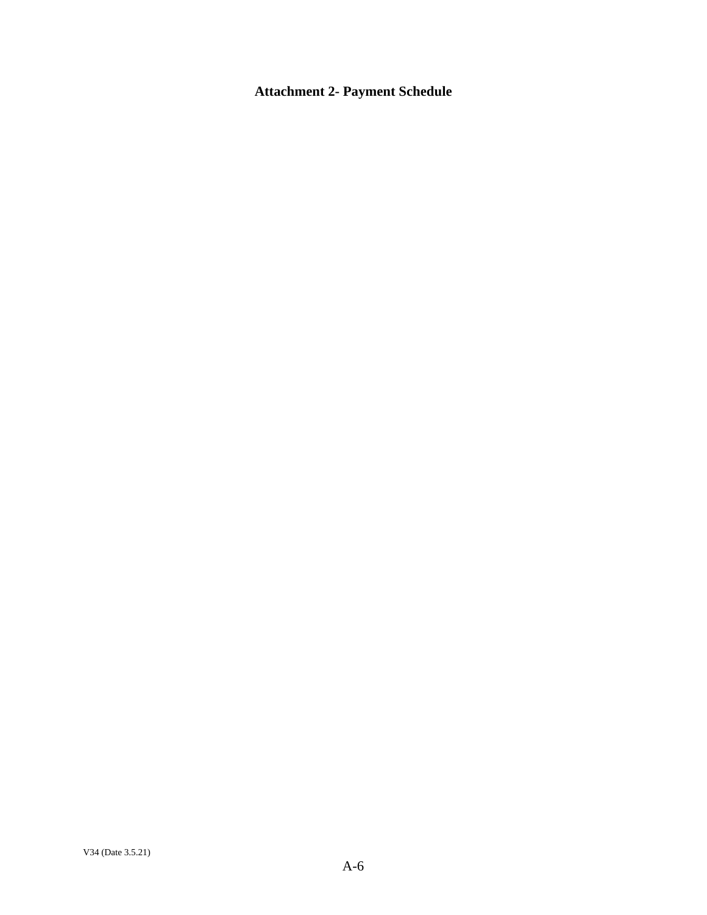**Attachment 2- Payment Schedule**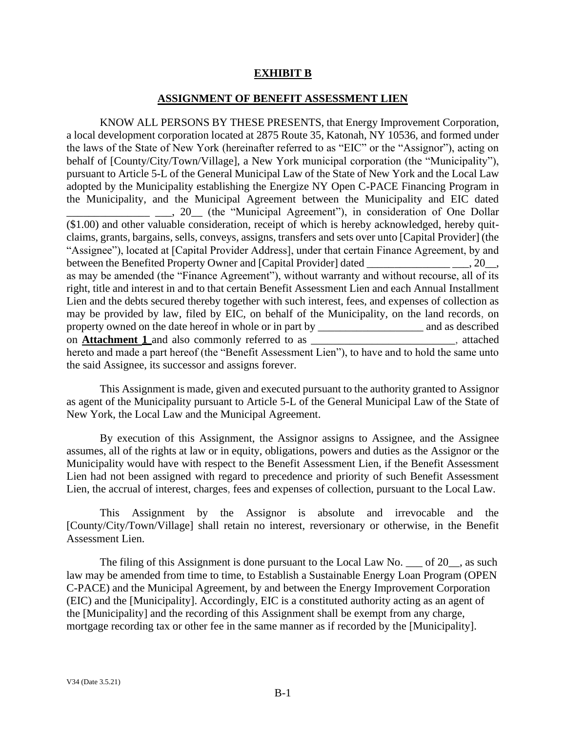# EXHIBIT B

## ASSIGNMENT OF BENEFIT ASSESSMENT LIEN

KNOW ALL PERSONS BY THESE PRESENTS, that Energy Improvement Corporation, a local development corporation located at 2875 Route 35, Katonah, NY 10536, and formed under the laws of the State of New York (hereinafter referred to as "EIC" or the "Assignor"), acting on behalf of [County/City/Town/Village], a New York municipal corporation (the "Municipality"), pursuant to Article 5-L of the General Municipal Law of the State of New York and the Local Law adopted by the Municipality establishing the Energize NY Open C-PACE Financing Program in the Municipality, and the Municipal Agreement between the Municipality and EIC dated _______________ ___, 20__ (the "Municipal Agreement"), in consideration of One Dollar ($1.00) and other valuable consideration, receipt of which is hereby acknowledged, hereby quit-claims, grants, bargains, sells, conveys, assigns, transfers and sets over unto [Capital Provider] (the "Assignee"), located at [Capital Provider Address], under that certain Finance Agreement, by and between the Benefited Property Owner and [Capital Provider] dated _______________ ___, 20__, as may be amended (the "Finance Agreement"), without warranty and without recourse, all of its right, title and interest in and to that certain Benefit Assessment Lien and each Annual Installment Lien and the debts secured thereby together with such interest, fees, and expenses of collection as may be provided by law, filed by EIC, on behalf of the Municipality, on the land records, on property owned on the date hereof in whole or in part by ___________________ and as described on **Attachment 1** and also commonly referred to as __________________________, attached hereto and made a part hereof (the "Benefit Assessment Lien"), to have and to hold the same unto the said Assignee, its successor and assigns forever.

This Assignment is made, given and executed pursuant to the authority granted to Assignor as agent of the Municipality pursuant to Article 5-L of the General Municipal Law of the State of New York, the Local Law and the Municipal Agreement.

By execution of this Assignment, the Assignor assigns to Assignee, and the Assignee assumes, all of the rights at law or in equity, obligations, powers and duties as the Assignor or the Municipality would have with respect to the Benefit Assessment Lien, if the Benefit Assessment Lien had not been assigned with regard to precedence and priority of such Benefit Assessment Lien, the accrual of interest, charges, fees and expenses of collection, pursuant to the Local Law.

This Assignment by the Assignor is absolute and irrevocable and the [County/City/Town/Village] shall retain no interest, reversionary or otherwise, in the Benefit Assessment Lien.

The filing of this Assignment is done pursuant to the Local Law No. ___ of 20__, as such law may be amended from time to time, to Establish a Sustainable Energy Loan Program (OPEN C-PACE) and the Municipal Agreement, by and between the Energy Improvement Corporation (EIC) and the [Municipality]. Accordingly, EIC is a constituted authority acting as an agent of the [Municipality] and the recording of this Assignment shall be exempt from any charge, mortgage recording tax or other fee in the same manner as if recorded by the [Municipality].

V34 (Date 3.5.21)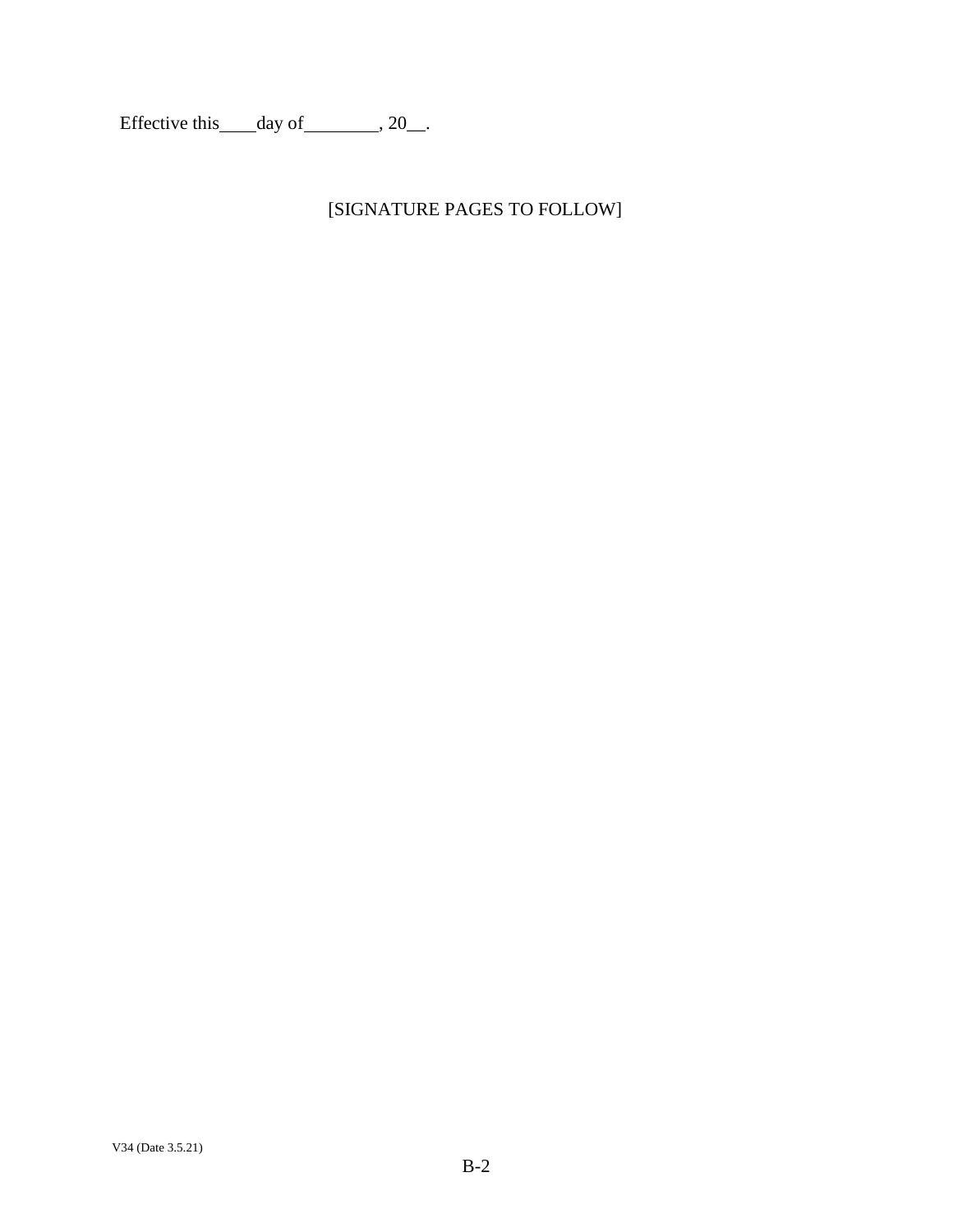Effective this____day of________, 20__.

[SIGNATURE PAGES TO FOLLOW]

V34 (Date 3.5.21)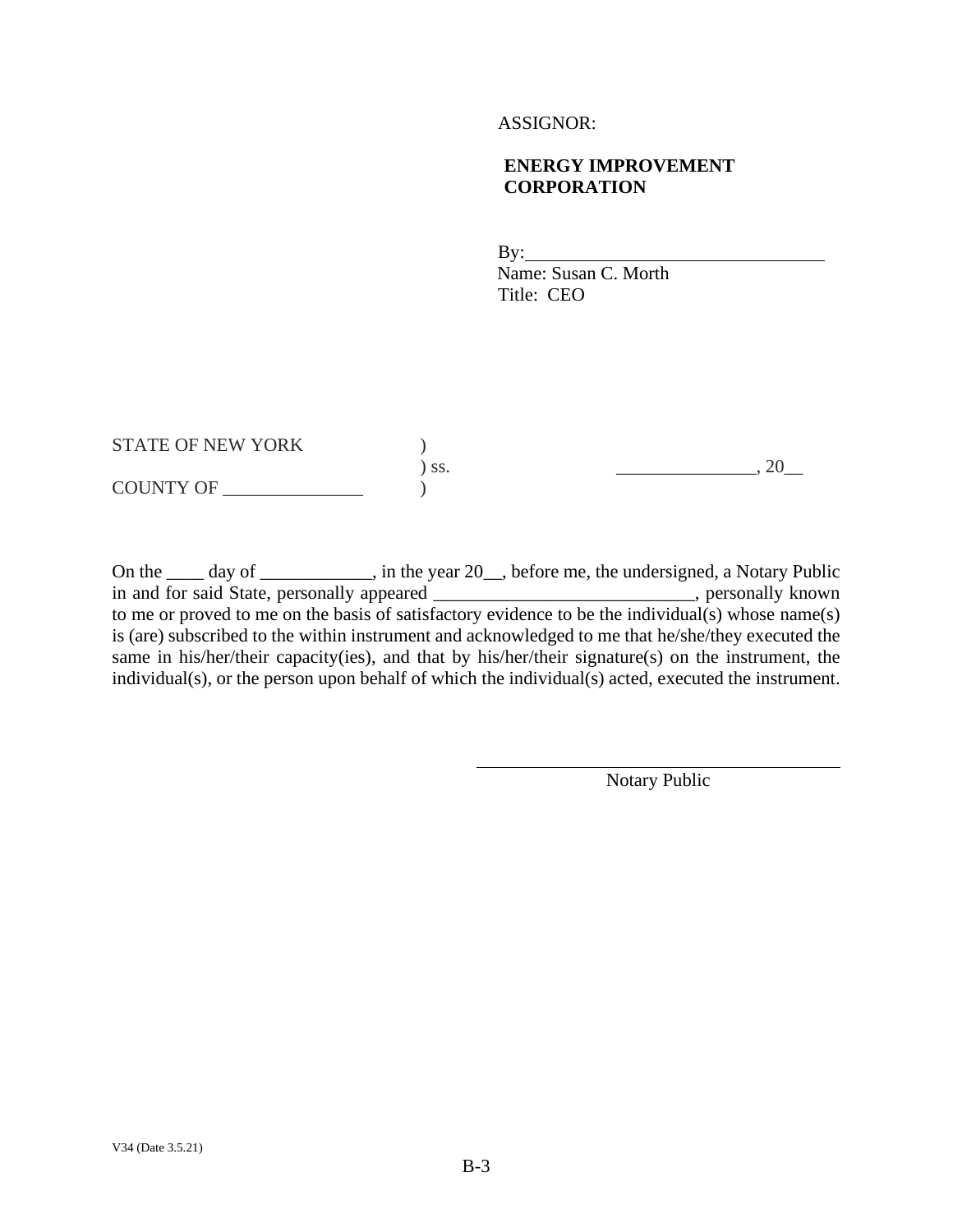ASSIGNOR:

**ENERGY IMPROVEMENT CORPORATION**

By:________________________________
Name: Susan C. Morth
Title: CEO

STATE OF NEW YORK )
) ss. _______________, 20__
COUNTY OF _______________ )

On the ____ day of ____________, in the year 20__, before me, the undersigned, a Notary Public in and for said State, personally appeared ____________________________, personally known to me or proved to me on the basis of satisfactory evidence to be the individual(s) whose name(s) is (are) subscribed to the within instrument and acknowledged to me that he/she/they executed the same in his/her/their capacity(ies), and that by his/her/their signature(s) on the instrument, the individual(s), or the person upon behalf of which the individual(s) acted, executed the instrument.

________________________________________
Notary Public

V34 (Date 3.5.21)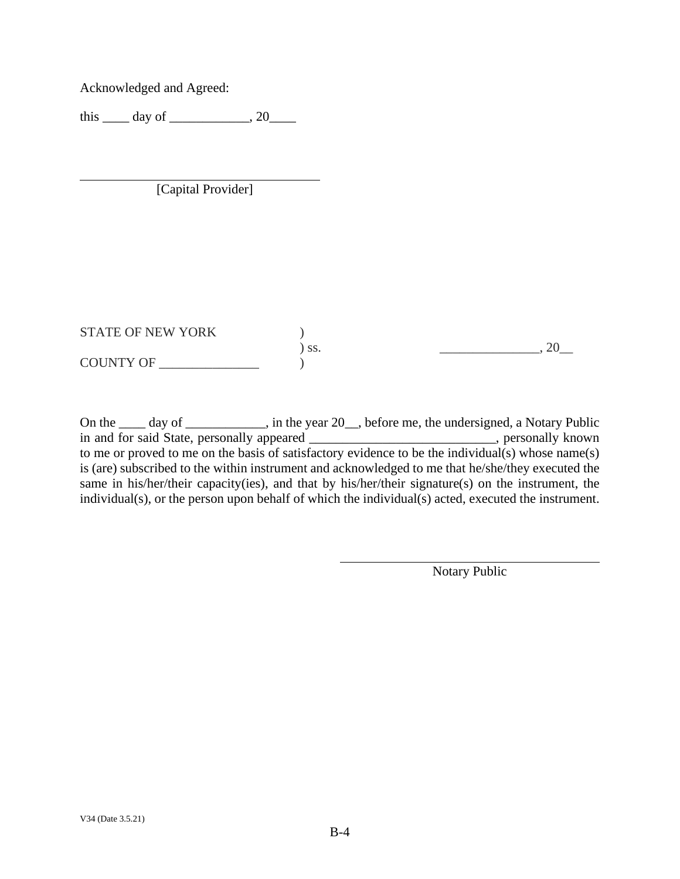Acknowledged and Agreed:

this ____ day of ____________, 20____

\_\_\_\_\_\_\_\_\_\_\_\_\_\_\_\_\_\_\_\_\_\_\_\_\_\_\_\_\_\_\_\_\_\_\_\_\_\_

[Capital Provider]

STATE OF NEW YORK )
) ss. _______________, 20__
COUNTY OF _______________ )

On the ____ day of ____________, in the year 20__, before me, the undersigned, a Notary Public in and for said State, personally appeared ____________________________, personally known to me or proved to me on the basis of satisfactory evidence to be the individual(s) whose name(s) is (are) subscribed to the within instrument and acknowledged to me that he/she/they executed the same in his/her/their capacity(ies), and that by his/her/their signature(s) on the instrument, the individual(s), or the person upon behalf of which the individual(s) acted, executed the instrument.

\_\_\_\_\_\_\_\_\_\_\_\_\_\_\_\_\_\_\_\_\_\_\_\_\_\_\_\_\_\_\_\_\_\_\_\_\_\_

Notary Public

V34 (Date 3.5.21)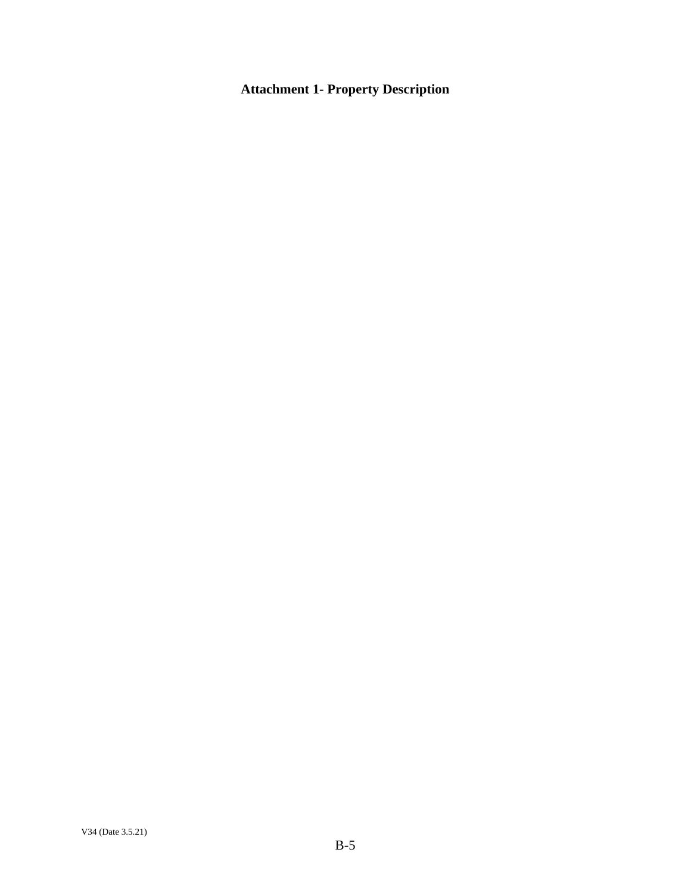# Attachment 1- Property Description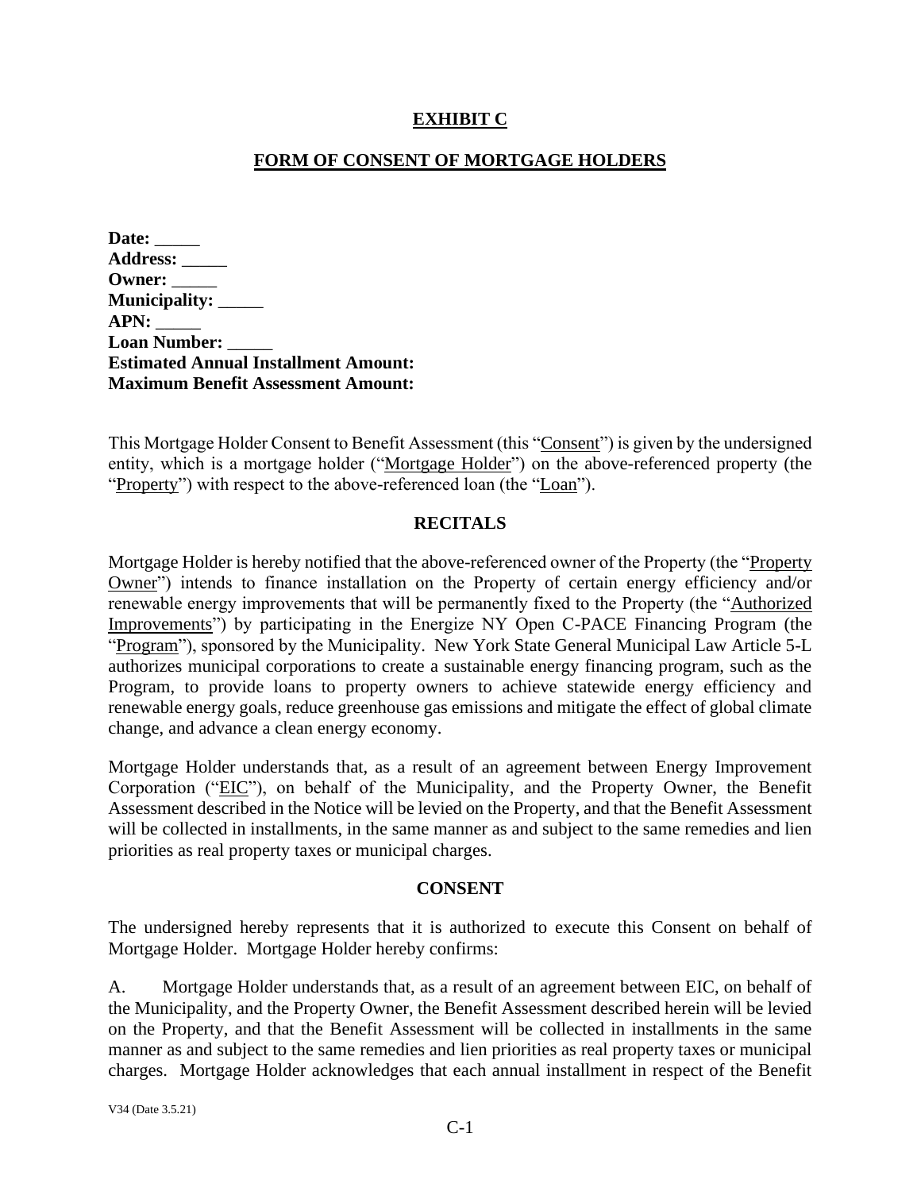**EXHIBIT C**

**FORM OF CONSENT OF MORTGAGE HOLDERS**

**Date:** _____
**Address:** _____
**Owner:** _____
**Municipality:** _____
**APN:** _____
**Loan Number:** _____
**Estimated Annual Installment Amount:**
**Maximum Benefit Assessment Amount:**

This Mortgage Holder Consent to Benefit Assessment (this "Consent") is given by the undersigned entity, which is a mortgage holder ("Mortgage Holder") on the above-referenced property (the "Property") with respect to the above-referenced loan (the "Loan").

**RECITALS**

Mortgage Holder is hereby notified that the above-referenced owner of the Property (the "Property Owner") intends to finance installation on the Property of certain energy efficiency and/or renewable energy improvements that will be permanently fixed to the Property (the "Authorized Improvements") by participating in the Energize NY Open C-PACE Financing Program (the "Program"), sponsored by the Municipality. New York State General Municipal Law Article 5-L authorizes municipal corporations to create a sustainable energy financing program, such as the Program, to provide loans to property owners to achieve statewide energy efficiency and renewable energy goals, reduce greenhouse gas emissions and mitigate the effect of global climate change, and advance a clean energy economy.

Mortgage Holder understands that, as a result of an agreement between Energy Improvement Corporation ("EIC"), on behalf of the Municipality, and the Property Owner, the Benefit Assessment described in the Notice will be levied on the Property, and that the Benefit Assessment will be collected in installments, in the same manner as and subject to the same remedies and lien priorities as real property taxes or municipal charges.

**CONSENT**

The undersigned hereby represents that it is authorized to execute this Consent on behalf of Mortgage Holder. Mortgage Holder hereby confirms:

A. Mortgage Holder understands that, as a result of an agreement between EIC, on behalf of the Municipality, and the Property Owner, the Benefit Assessment described herein will be levied on the Property, and that the Benefit Assessment will be collected in installments in the same manner as and subject to the same remedies and lien priorities as real property taxes or municipal charges. Mortgage Holder acknowledges that each annual installment in respect of the Benefit

V34 (Date 3.5.21)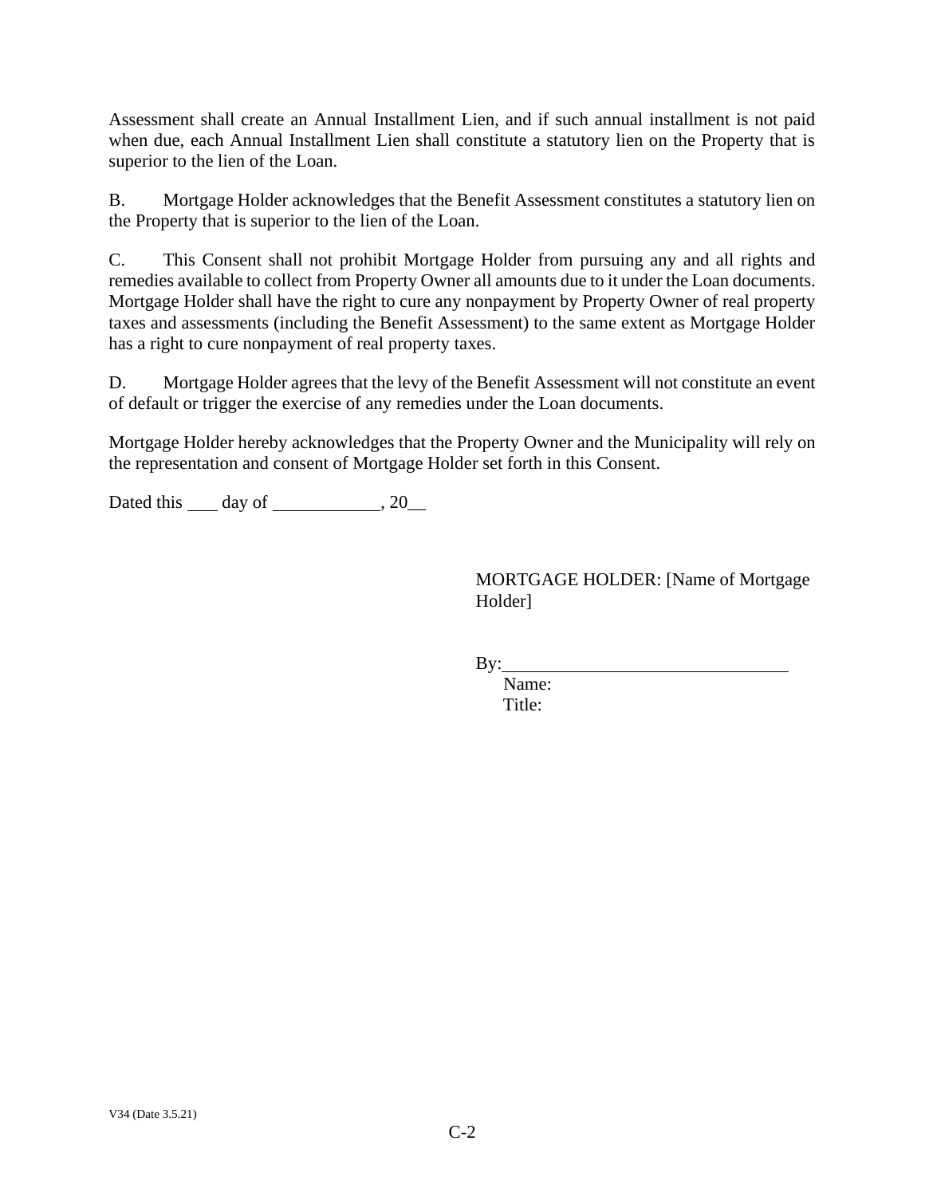Assessment shall create an Annual Installment Lien, and if such annual installment is not paid when due, each Annual Installment Lien shall constitute a statutory lien on the Property that is superior to the lien of the Loan.

B. Mortgage Holder acknowledges that the Benefit Assessment constitutes a statutory lien on the Property that is superior to the lien of the Loan.

C. This Consent shall not prohibit Mortgage Holder from pursuing any and all rights and remedies available to collect from Property Owner all amounts due to it under the Loan documents. Mortgage Holder shall have the right to cure any nonpayment by Property Owner of real property taxes and assessments (including the Benefit Assessment) to the same extent as Mortgage Holder has a right to cure nonpayment of real property taxes.

D. Mortgage Holder agrees that the levy of the Benefit Assessment will not constitute an event of default or trigger the exercise of any remedies under the Loan documents.

Mortgage Holder hereby acknowledges that the Property Owner and the Municipality will rely on the representation and consent of Mortgage Holder set forth in this Consent.

Dated this ___ day of ____________, 20__

MORTGAGE HOLDER: [Name of Mortgage Holder]

By:_______________________________

Name:

Title:

V34 (Date 3.5.21)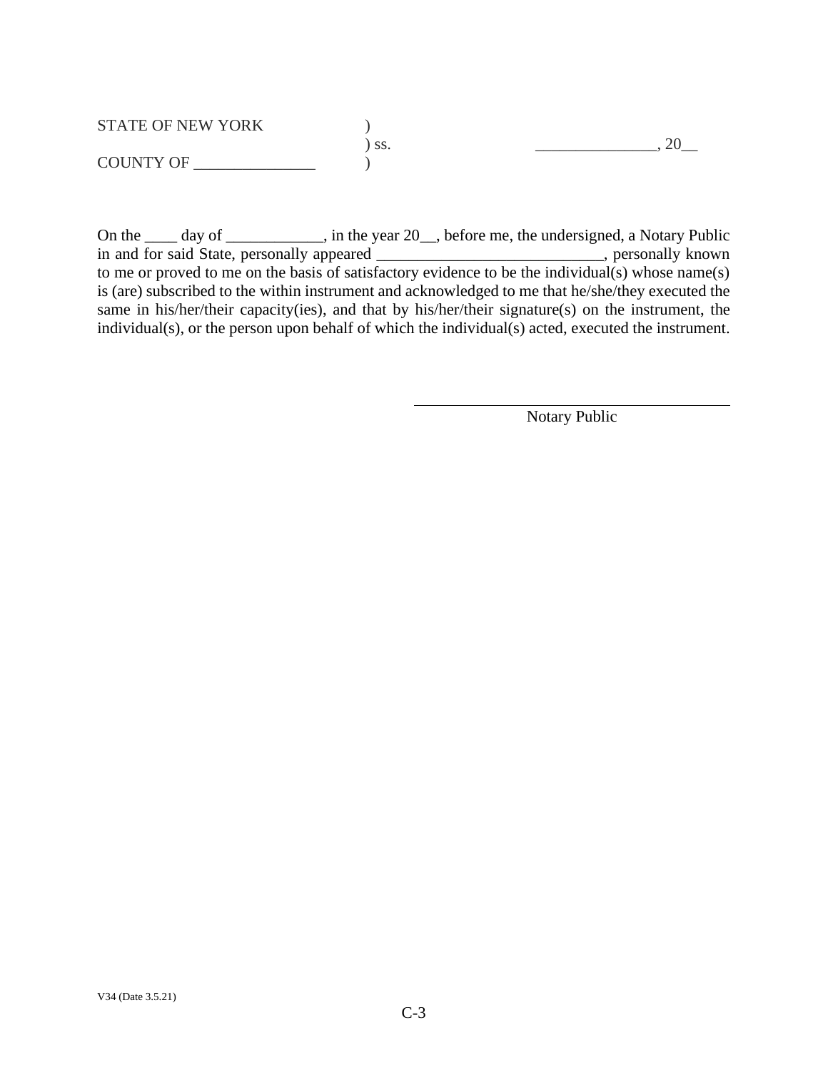STATE OF NEW YORK )
) ss. _______________, 20__
COUNTY OF _______________ )

On the ____ day of ____________, in the year 20__, before me, the undersigned, a Notary Public in and for said State, personally appeared ____________________________, personally known to me or proved to me on the basis of satisfactory evidence to be the individual(s) whose name(s) is (are) subscribed to the within instrument and acknowledged to me that he/she/they executed the same in his/her/their capacity(ies), and that by his/her/their signature(s) on the instrument, the individual(s), or the person upon behalf of which the individual(s) acted, executed the instrument.

\_\_\_\_\_\_\_\_\_\_\_\_\_\_\_\_\_\_\_\_\_\_\_\_\_\_\_\_\_\_\_\_\_\_\_\_\_\_\_\_

Notary Public

V34 (Date 3.5.21)

C-3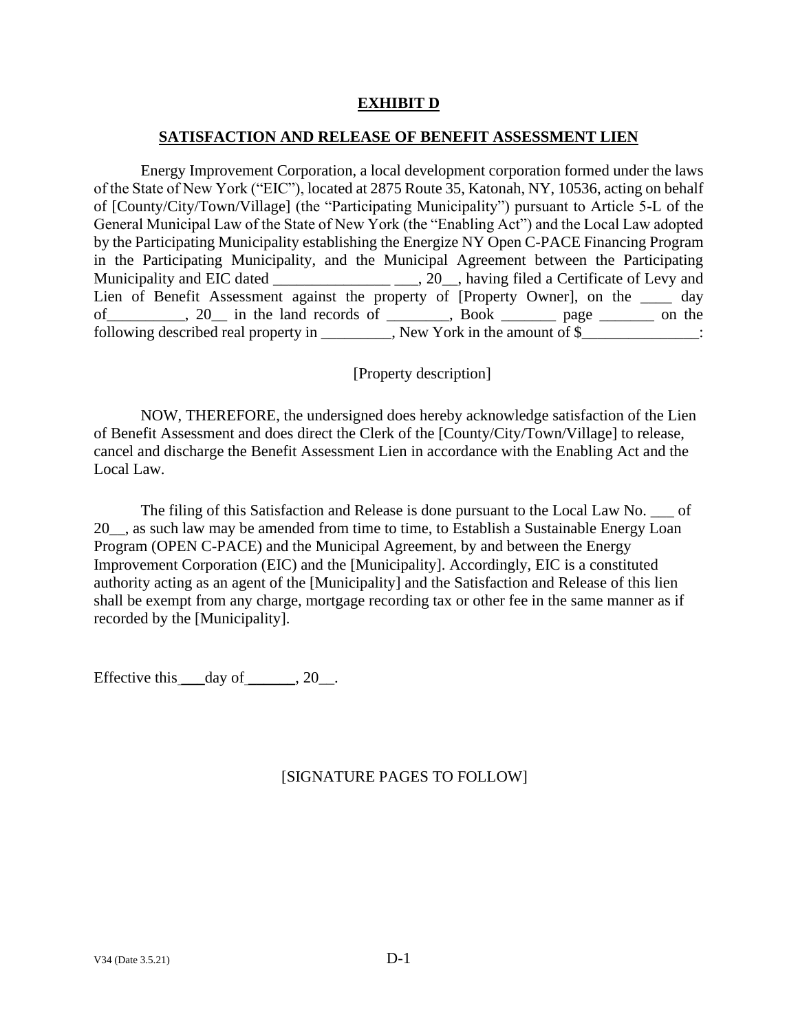**EXHIBIT D**

**SATISFACTION AND RELEASE OF BENEFIT ASSESSMENT LIEN**

Energy Improvement Corporation, a local development corporation formed under the laws of the State of New York ("EIC"), located at 2875 Route 35, Katonah, NY, 10536, acting on behalf of [County/City/Town/Village] (the "Participating Municipality") pursuant to Article 5-L of the General Municipal Law of the State of New York (the "Enabling Act") and the Local Law adopted by the Participating Municipality establishing the Energize NY Open C-PACE Financing Program in the Participating Municipality, and the Municipal Agreement between the Participating Municipality and EIC dated _______________ ___, 20__, having filed a Certificate of Levy and Lien of Benefit Assessment against the property of [Property Owner], on the ____ day of__________, 20__ in the land records of ________, Book _______ page _______ on the following described real property in _________, New York in the amount of $_______________:

[Property description]

NOW, THEREFORE, the undersigned does hereby acknowledge satisfaction of the Lien of Benefit Assessment and does direct the Clerk of the [County/City/Town/Village] to release, cancel and discharge the Benefit Assessment Lien in accordance with the Enabling Act and the Local Law.

The filing of this Satisfaction and Release is done pursuant to the Local Law No. ___ of 20__, as such law may be amended from time to time, to Establish a Sustainable Energy Loan Program (OPEN C-PACE) and the Municipal Agreement, by and between the Energy Improvement Corporation (EIC) and the [Municipality]. Accordingly, EIC is a constituted authority acting as an agent of the [Municipality] and the Satisfaction and Release of this lien shall be exempt from any charge, mortgage recording tax or other fee in the same manner as if recorded by the [Municipality].

Effective this ___ day of ______, 20__.

[SIGNATURE PAGES TO FOLLOW]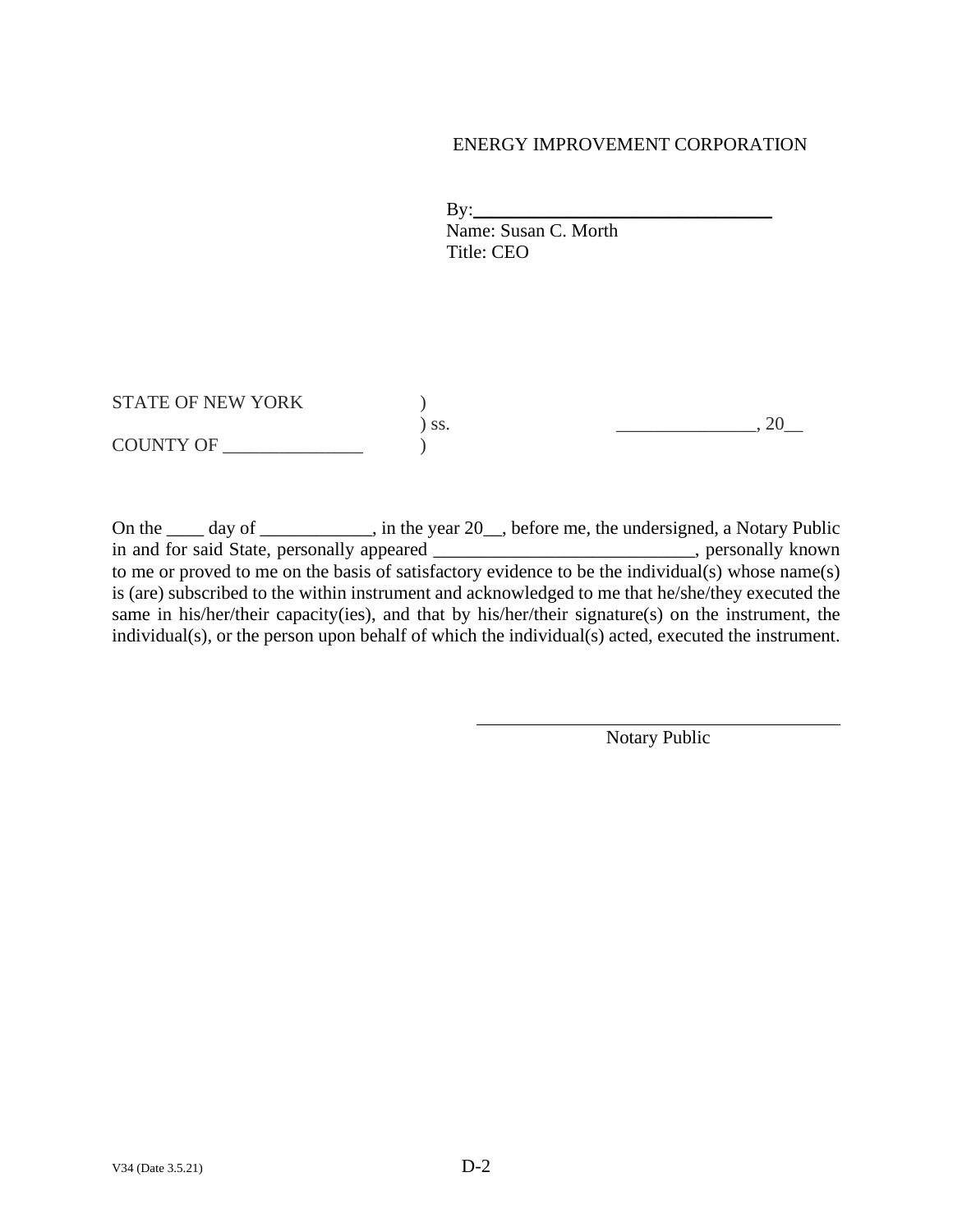ENERGY IMPROVEMENT CORPORATION

By:_________________________________
Name: Susan C. Morth
Title: CEO

STATE OF NEW YORK )
) ss. _______________, 20__
COUNTY OF _______________ )

On the ____ day of ____________, in the year 20__, before me, the undersigned, a Notary Public in and for said State, personally appeared ____________________________, personally known to me or proved to me on the basis of satisfactory evidence to be the individual(s) whose name(s) is (are) subscribed to the within instrument and acknowledged to me that he/she/they executed the same in his/her/their capacity(ies), and that by his/her/their signature(s) on the instrument, the individual(s), or the person upon behalf of which the individual(s) acted, executed the instrument.

_________________________________
Notary Public

V34 (Date 3.5.21)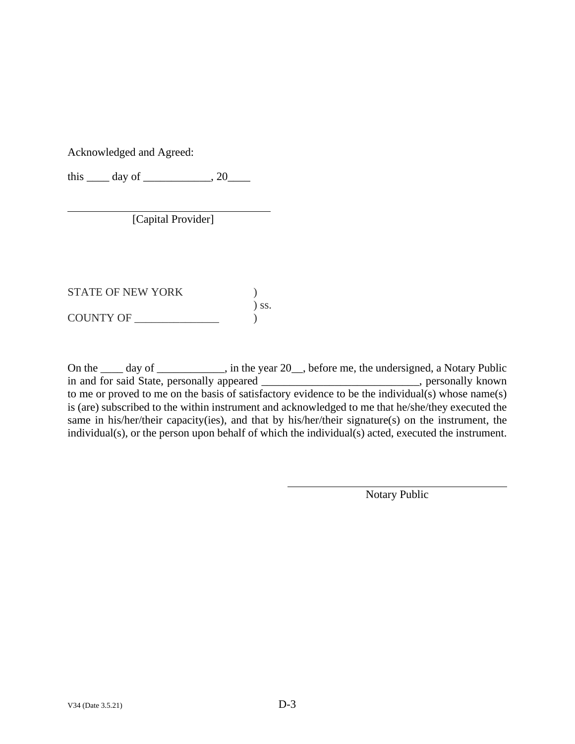Acknowledged and Agreed:

this ____ day of ____________, 20____

\_\_\_\_\_\_\_\_\_\_\_\_\_\_\_\_\_\_\_\_\_\_\_\_\_\_\_\_\_\_\_\_\_\_\_\_\_\_\_\_

[Capital Provider]

STATE OF NEW YORK )
) ss.
COUNTY OF _______________ )

On the ____ day of ____________, in the year 20__, before me, the undersigned, a Notary Public in and for said State, personally appeared ____________________________, personally known to me or proved to me on the basis of satisfactory evidence to be the individual(s) whose name(s) is (are) subscribed to the within instrument and acknowledged to me that he/she/they executed the same in his/her/their capacity(ies), and that by his/her/their signature(s) on the instrument, the individual(s), or the person upon behalf of which the individual(s) acted, executed the instrument.

\_\_\_\_\_\_\_\_\_\_\_\_\_\_\_\_\_\_\_\_\_\_\_\_\_\_\_\_\_\_\_\_\_\_\_\_\_\_\_\_

Notary Public

V34 (Date 3.5.21)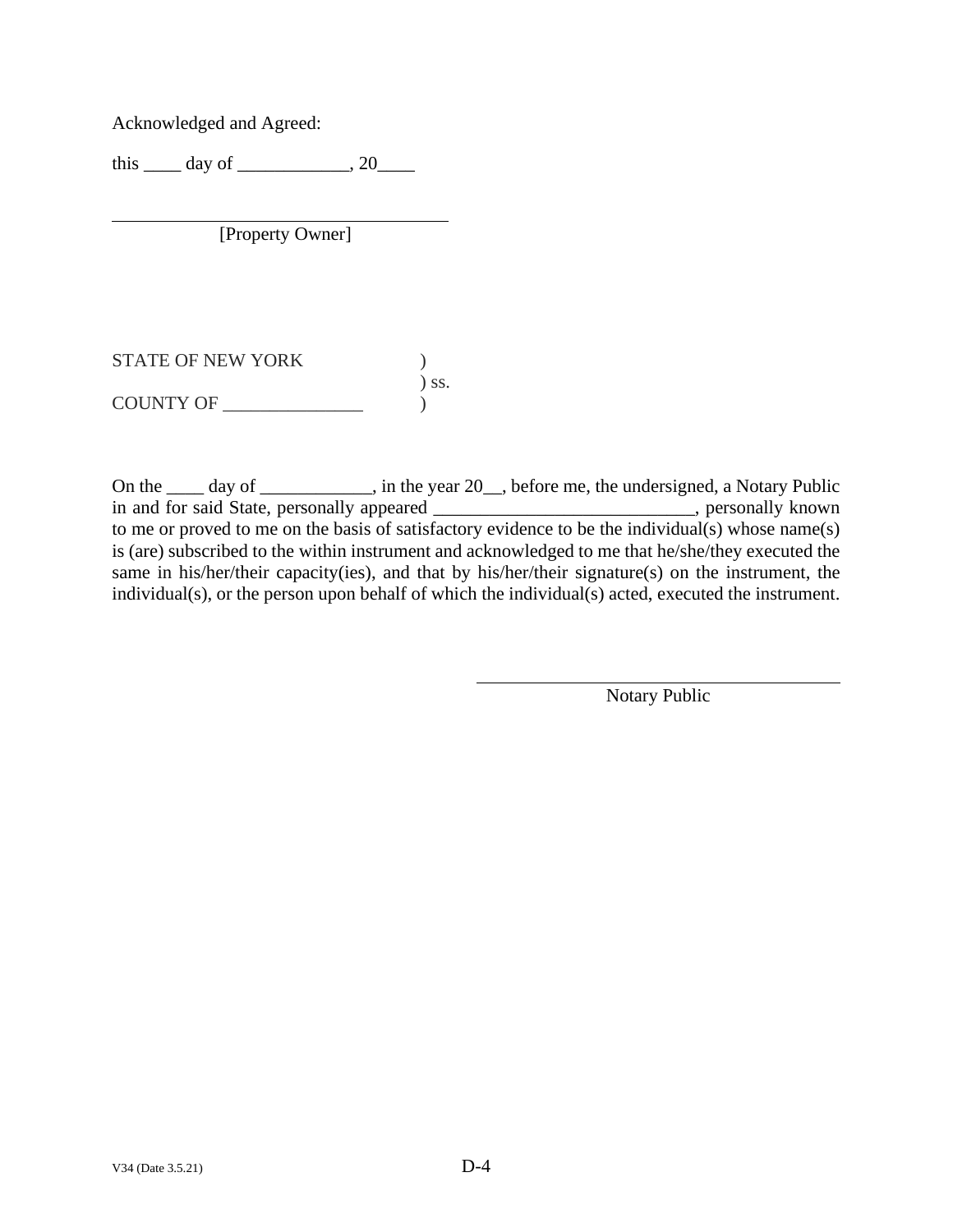Acknowledged and Agreed:

this ____ day of ____________, 20____

______________________________________
[Property Owner]

STATE OF NEW YORK )
) ss.
COUNTY OF _______________ )

On the ____ day of ____________, in the year 20__, before me, the undersigned, a Notary Public in and for said State, personally appeared ____________________________, personally known to me or proved to me on the basis of satisfactory evidence to be the individual(s) whose name(s) is (are) subscribed to the within instrument and acknowledged to me that he/she/they executed the same in his/her/their capacity(ies), and that by his/her/their signature(s) on the instrument, the individual(s), or the person upon behalf of which the individual(s) acted, executed the instrument.

______________________________________
Notary Public